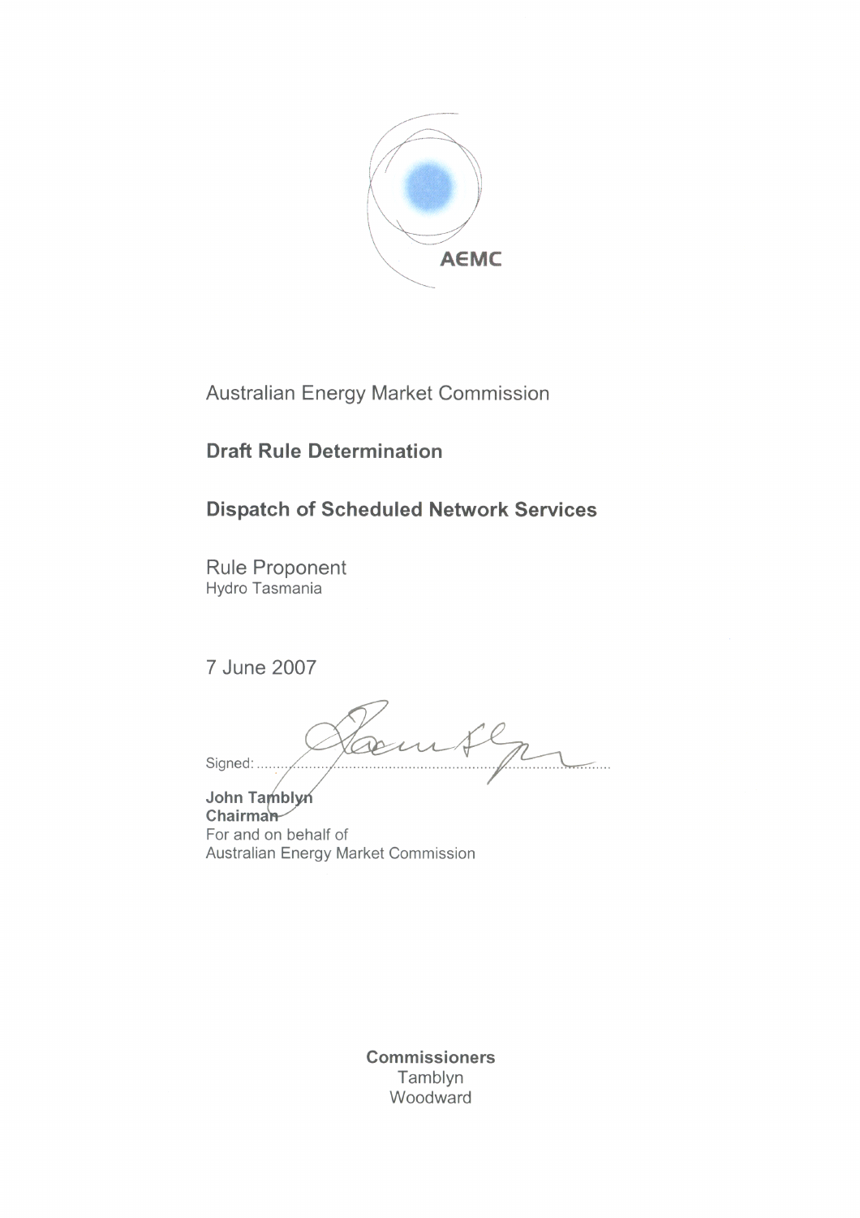AEMC

Australian Energy Market Commission

# Draft Rule Determination

# Dispatch of Scheduled Network Services

Rule Proponent

Hydro Tasmania

7 June 2007

Signed: ...............................................................................................

**John Tamblyn**
**Chairman**
For and on behalf of
Australian Energy Market Commission

**Commissioners**
Tamblyn
Woodward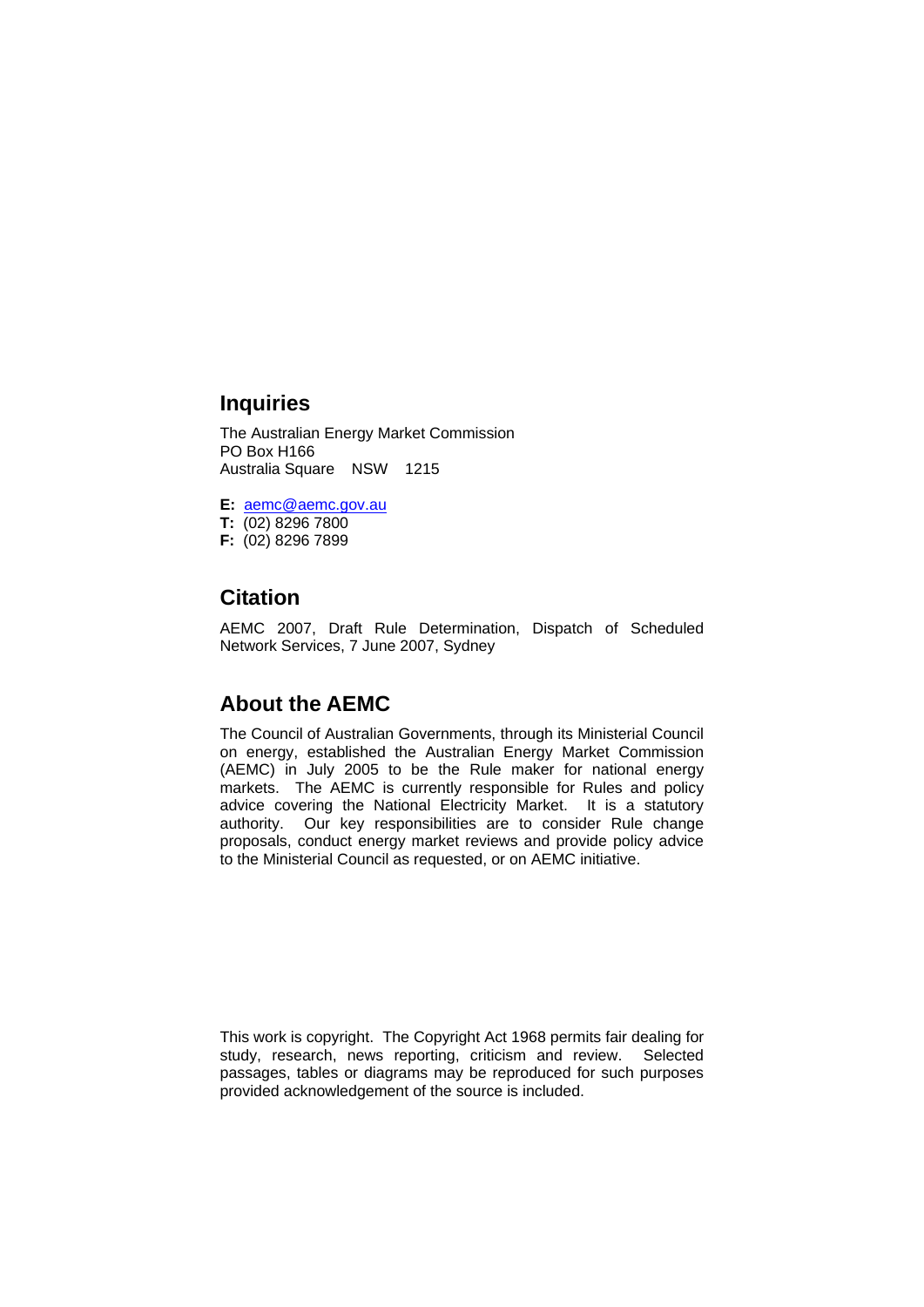## Inquiries

The Australian Energy Market Commission
PO Box H166
Australia Square NSW 1215

**E:** aemc@aemc.gov.au
**T:** (02) 8296 7800
**F:** (02) 8296 7899

## Citation

AEMC 2007, Draft Rule Determination, Dispatch of Scheduled Network Services, 7 June 2007, Sydney

## About the AEMC

The Council of Australian Governments, through its Ministerial Council on energy, established the Australian Energy Market Commission (AEMC) in July 2005 to be the Rule maker for national energy markets. The AEMC is currently responsible for Rules and policy advice covering the National Electricity Market. It is a statutory authority. Our key responsibilities are to consider Rule change proposals, conduct energy market reviews and provide policy advice to the Ministerial Council as requested, or on AEMC initiative.

This work is copyright. The Copyright Act 1968 permits fair dealing for study, research, news reporting, criticism and review. Selected passages, tables or diagrams may be reproduced for such purposes provided acknowledgement of the source is included.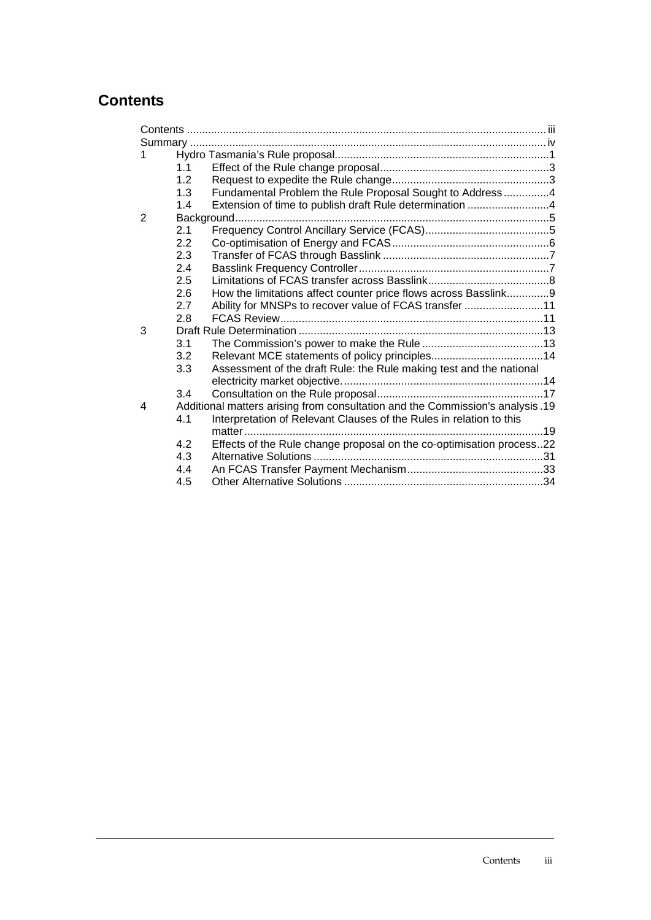# Contents

Contents ..................................................................................................................... iii
Summary ..................................................................................................................... iv

1 Hydro Tasmania's Rule proposal......................................................................1
  - 1.1 Effect of the Rule change proposal........................................................3
  - 1.2 Request to expedite the Rule change....................................................3
  - 1.3 Fundamental Problem the Rule Proposal Sought to Address...............4
  - 1.4 Extension of time to publish draft Rule determination ...........................4

2 Background.......................................................................................................5
  - 2.1 Frequency Control Ancillary Service (FCAS).........................................5
  - 2.2 Co-optimisation of Energy and FCAS....................................................6
  - 2.3 Transfer of FCAS through Basslink .......................................................7
  - 2.4 Basslink Frequency Controller...............................................................7
  - 2.5 Limitations of FCAS transfer across Basslink........................................8
  - 2.6 How the limitations affect counter price flows across Basslink..............9
  - 2.7 Ability for MNSPs to recover value of FCAS transfer ..........................11
  - 2.8 FCAS Review.......................................................................................11

3 Draft Rule Determination ................................................................................13
  - 3.1 The Commission's power to make the Rule ........................................13
  - 3.2 Relevant MCE statements of policy principles.....................................14
  - 3.3 Assessment of the draft Rule: the Rule making test and the national electricity market objective..................................................................14
  - 3.4 Consultation on the Rule proposal.......................................................17

4 Additional matters arising from consultation and the Commission's analysis .19
  - 4.1 Interpretation of Relevant Clauses of the Rules in relation to this matter..................................................................................................19
  - 4.2 Effects of the Rule change proposal on the co-optimisation process..22
  - 4.3 Alternative Solutions ...........................................................................31
  - 4.4 An FCAS Transfer Payment Mechanism.............................................33
  - 4.5 Other Alternative Solutions .................................................................34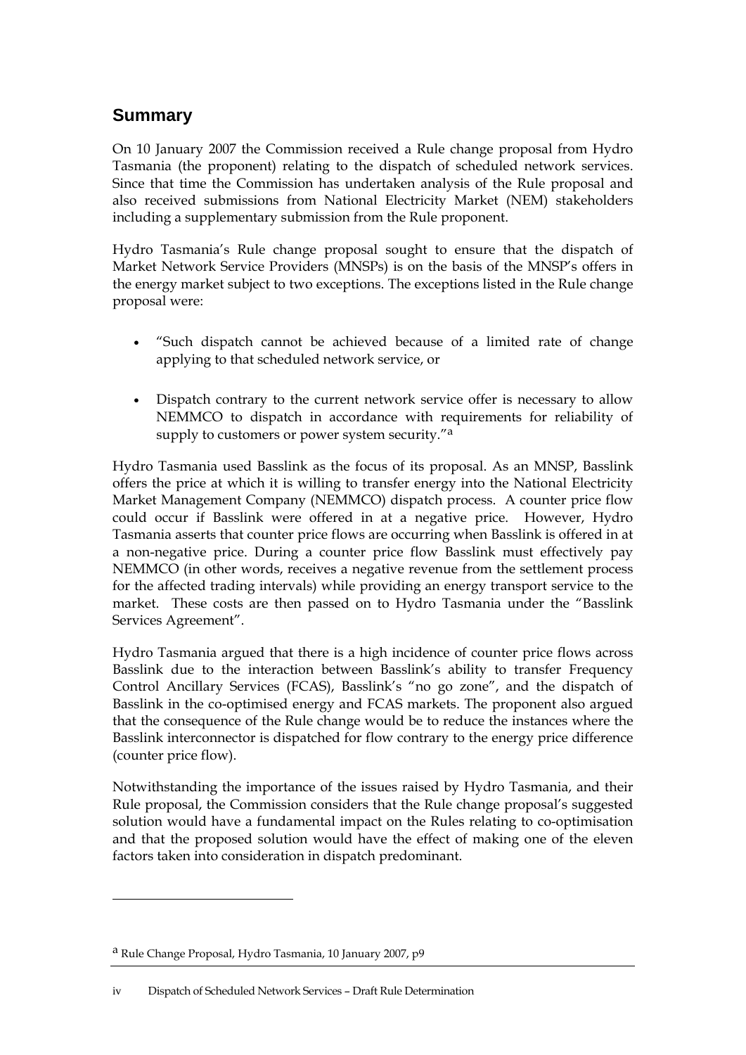## Summary

On 10 January 2007 the Commission received a Rule change proposal from Hydro Tasmania (the proponent) relating to the dispatch of scheduled network services. Since that time the Commission has undertaken analysis of the Rule proposal and also received submissions from National Electricity Market (NEM) stakeholders including a supplementary submission from the Rule proponent.

Hydro Tasmania's Rule change proposal sought to ensure that the dispatch of Market Network Service Providers (MNSPs) is on the basis of the MNSP's offers in the energy market subject to two exceptions. The exceptions listed in the Rule change proposal were:

- "Such dispatch cannot be achieved because of a limited rate of change applying to that scheduled network service, or
- Dispatch contrary to the current network service offer is necessary to allow NEMMCO to dispatch in accordance with requirements for reliability of supply to customers or power system security."[a]

Hydro Tasmania used Basslink as the focus of its proposal. As an MNSP, Basslink offers the price at which it is willing to transfer energy into the National Electricity Market Management Company (NEMMCO) dispatch process. A counter price flow could occur if Basslink were offered in at a negative price. However, Hydro Tasmania asserts that counter price flows are occurring when Basslink is offered in at a non-negative price. During a counter price flow Basslink must effectively pay NEMMCO (in other words, receives a negative revenue from the settlement process for the affected trading intervals) while providing an energy transport service to the market. These costs are then passed on to Hydro Tasmania under the "Basslink Services Agreement".

Hydro Tasmania argued that there is a high incidence of counter price flows across Basslink due to the interaction between Basslink's ability to transfer Frequency Control Ancillary Services (FCAS), Basslink's "no go zone", and the dispatch of Basslink in the co-optimised energy and FCAS markets. The proponent also argued that the consequence of the Rule change would be to reduce the instances where the Basslink interconnector is dispatched for flow contrary to the energy price difference (counter price flow).

Notwithstanding the importance of the issues raised by Hydro Tasmania, and their Rule proposal, the Commission considers that the Rule change proposal's suggested solution would have a fundamental impact on the Rules relating to co-optimisation and that the proposed solution would have the effect of making one of the eleven factors taken into consideration in dispatch predominant.

[a] Rule Change Proposal, Hydro Tasmania, 10 January 2007, p9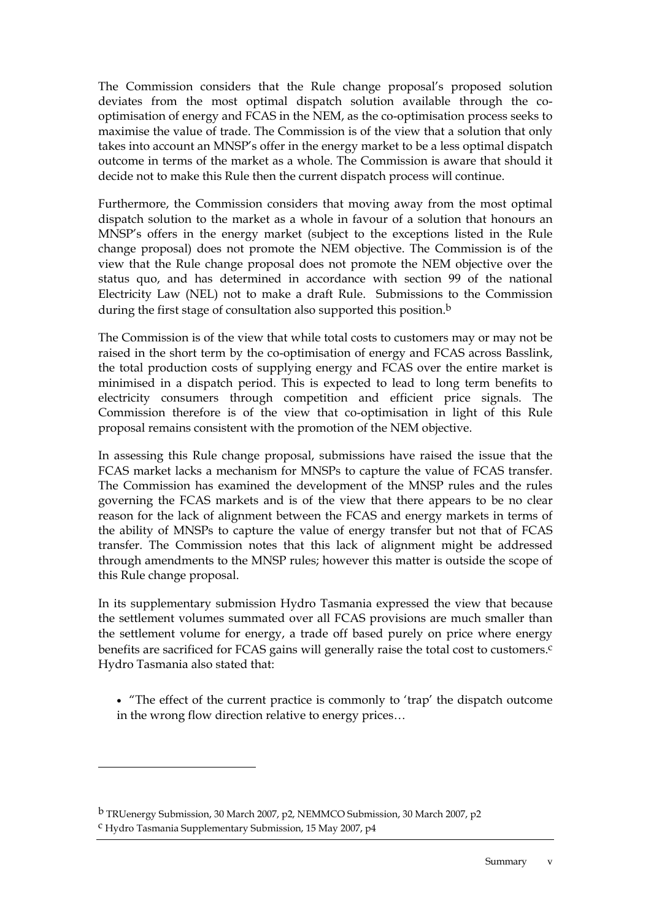The Commission considers that the Rule change proposal's proposed solution deviates from the most optimal dispatch solution available through the co-optimisation of energy and FCAS in the NEM, as the co-optimisation process seeks to maximise the value of trade. The Commission is of the view that a solution that only takes into account an MNSP's offer in the energy market to be a less optimal dispatch outcome in terms of the market as a whole. The Commission is aware that should it decide not to make this Rule then the current dispatch process will continue.

Furthermore, the Commission considers that moving away from the most optimal dispatch solution to the market as a whole in favour of a solution that honours an MNSP's offers in the energy market (subject to the exceptions listed in the Rule change proposal) does not promote the NEM objective. The Commission is of the view that the Rule change proposal does not promote the NEM objective over the status quo, and has determined in accordance with section 99 of the national Electricity Law (NEL) not to make a draft Rule. Submissions to the Commission during the first stage of consultation also supported this position.[b]

The Commission is of the view that while total costs to customers may or may not be raised in the short term by the co-optimisation of energy and FCAS across Basslink, the total production costs of supplying energy and FCAS over the entire market is minimised in a dispatch period. This is expected to lead to long term benefits to electricity consumers through competition and efficient price signals. The Commission therefore is of the view that co-optimisation in light of this Rule proposal remains consistent with the promotion of the NEM objective.

In assessing this Rule change proposal, submissions have raised the issue that the FCAS market lacks a mechanism for MNSPs to capture the value of FCAS transfer. The Commission has examined the development of the MNSP rules and the rules governing the FCAS markets and is of the view that there appears to be no clear reason for the lack of alignment between the FCAS and energy markets in terms of the ability of MNSPs to capture the value of energy transfer but not that of FCAS transfer. The Commission notes that this lack of alignment might be addressed through amendments to the MNSP rules; however this matter is outside the scope of this Rule change proposal.

In its supplementary submission Hydro Tasmania expressed the view that because the settlement volumes summated over all FCAS provisions are much smaller than the settlement volume for energy, a trade off based purely on price where energy benefits are sacrificed for FCAS gains will generally raise the total cost to customers.[c] Hydro Tasmania also stated that:

- "The effect of the current practice is commonly to 'trap' the dispatch outcome in the wrong flow direction relative to energy prices…

---

[b] TRUenergy Submission, 30 March 2007, p2, NEMMCO Submission, 30 March 2007, p2

[c] Hydro Tasmania Supplementary Submission, 15 May 2007, p4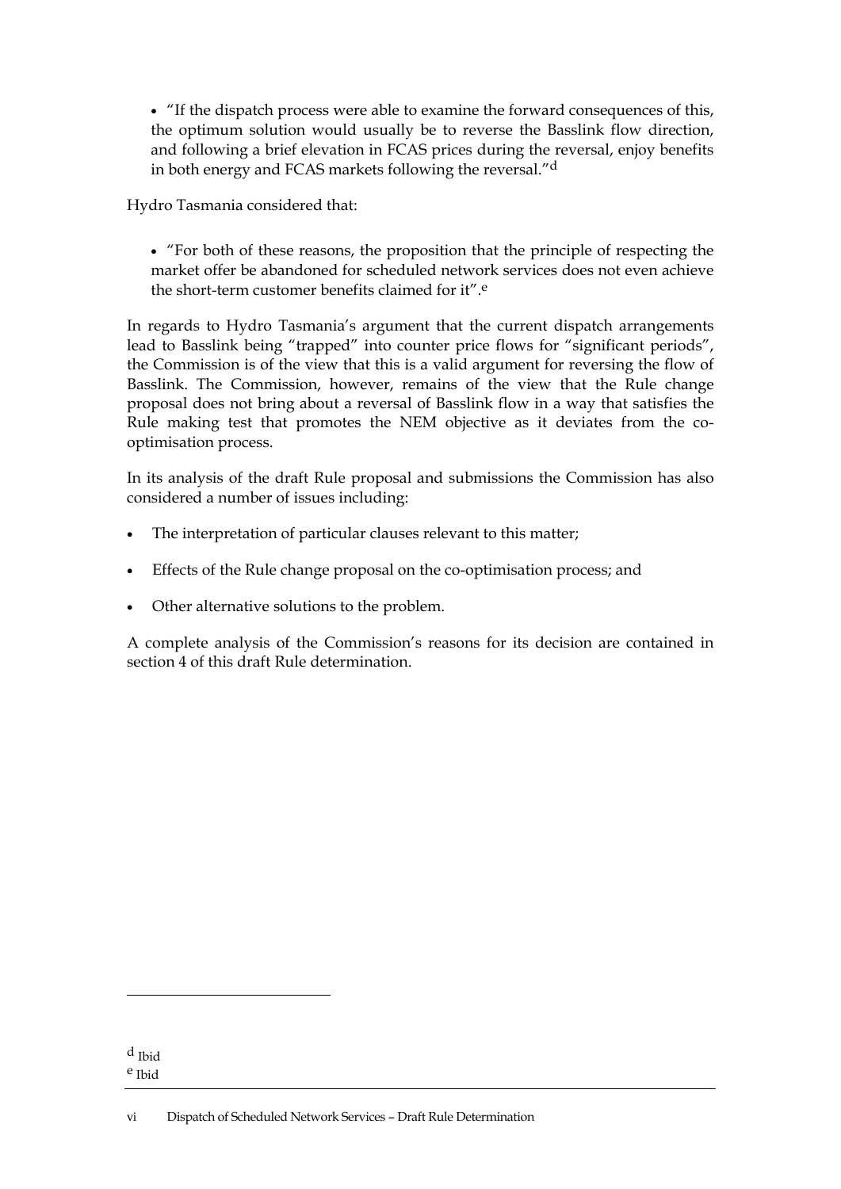- "If the dispatch process were able to examine the forward consequences of this, the optimum solution would usually be to reverse the Basslink flow direction, and following a brief elevation in FCAS prices during the reversal, enjoy benefits in both energy and FCAS markets following the reversal."[d]

Hydro Tasmania considered that:

- "For both of these reasons, the proposition that the principle of respecting the market offer be abandoned for scheduled network services does not even achieve the short-term customer benefits claimed for it".[e]

In regards to Hydro Tasmania's argument that the current dispatch arrangements lead to Basslink being "trapped" into counter price flows for "significant periods", the Commission is of the view that this is a valid argument for reversing the flow of Basslink. The Commission, however, remains of the view that the Rule change proposal does not bring about a reversal of Basslink flow in a way that satisfies the Rule making test that promotes the NEM objective as it deviates from the co-optimisation process.

In its analysis of the draft Rule proposal and submissions the Commission has also considered a number of issues including:

- The interpretation of particular clauses relevant to this matter;
- Effects of the Rule change proposal on the co-optimisation process; and
- Other alternative solutions to the problem.

A complete analysis of the Commission's reasons for its decision are contained in section 4 of this draft Rule determination.

[d] Ibid

[e] Ibid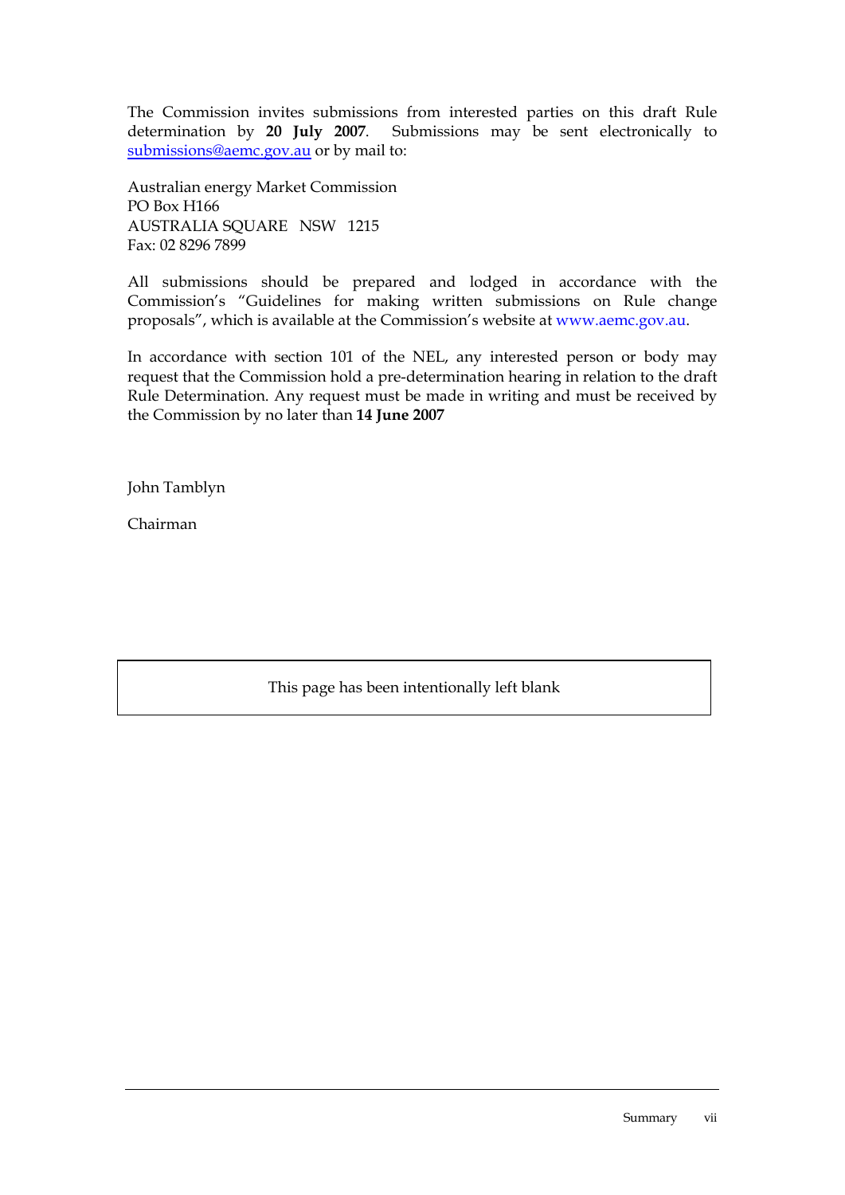The Commission invites submissions from interested parties on this draft Rule determination by **20 July 2007**. Submissions may be sent electronically to submissions@aemc.gov.au or by mail to:

Australian energy Market Commission
PO Box H166
AUSTRALIA SQUARE NSW 1215
Fax: 02 8296 7899

All submissions should be prepared and lodged in accordance with the Commission's "Guidelines for making written submissions on Rule change proposals", which is available at the Commission's website at www.aemc.gov.au.

In accordance with section 101 of the NEL, any interested person or body may request that the Commission hold a pre-determination hearing in relation to the draft Rule Determination. Any request must be made in writing and must be received by the Commission by no later than **14 June 2007**

John Tamblyn

Chairman

This page has been intentionally left blank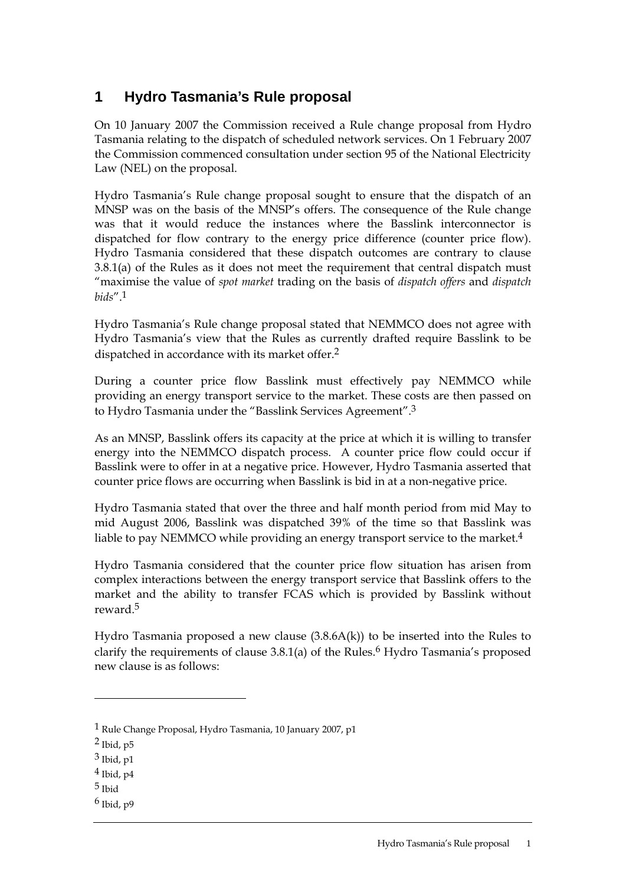# 1 Hydro Tasmania's Rule proposal

On 10 January 2007 the Commission received a Rule change proposal from Hydro Tasmania relating to the dispatch of scheduled network services. On 1 February 2007 the Commission commenced consultation under section 95 of the National Electricity Law (NEL) on the proposal.

Hydro Tasmania's Rule change proposal sought to ensure that the dispatch of an MNSP was on the basis of the MNSP's offers. The consequence of the Rule change was that it would reduce the instances where the Basslink interconnector is dispatched for flow contrary to the energy price difference (counter price flow). Hydro Tasmania considered that these dispatch outcomes are contrary to clause 3.8.1(a) of the Rules as it does not meet the requirement that central dispatch must "maximise the value of *spot market* trading on the basis of *dispatch offers* and *dispatch bids*".[1]

Hydro Tasmania's Rule change proposal stated that NEMMCO does not agree with Hydro Tasmania's view that the Rules as currently drafted require Basslink to be dispatched in accordance with its market offer.[2]

During a counter price flow Basslink must effectively pay NEMMCO while providing an energy transport service to the market. These costs are then passed on to Hydro Tasmania under the "Basslink Services Agreement".[3]

As an MNSP, Basslink offers its capacity at the price at which it is willing to transfer energy into the NEMMCO dispatch process. A counter price flow could occur if Basslink were to offer in at a negative price. However, Hydro Tasmania asserted that counter price flows are occurring when Basslink is bid in at a non-negative price.

Hydro Tasmania stated that over the three and half month period from mid May to mid August 2006, Basslink was dispatched 39% of the time so that Basslink was liable to pay NEMMCO while providing an energy transport service to the market.[4]

Hydro Tasmania considered that the counter price flow situation has arisen from complex interactions between the energy transport service that Basslink offers to the market and the ability to transfer FCAS which is provided by Basslink without reward.[5]

Hydro Tasmania proposed a new clause (3.8.6A(k)) to be inserted into the Rules to clarify the requirements of clause 3.8.1(a) of the Rules.[6] Hydro Tasmania's proposed new clause is as follows:

---

[1] Rule Change Proposal, Hydro Tasmania, 10 January 2007, p1

[2] Ibid, p5

[3] Ibid, p1

[4] Ibid, p4

[5] Ibid

[6] Ibid, p9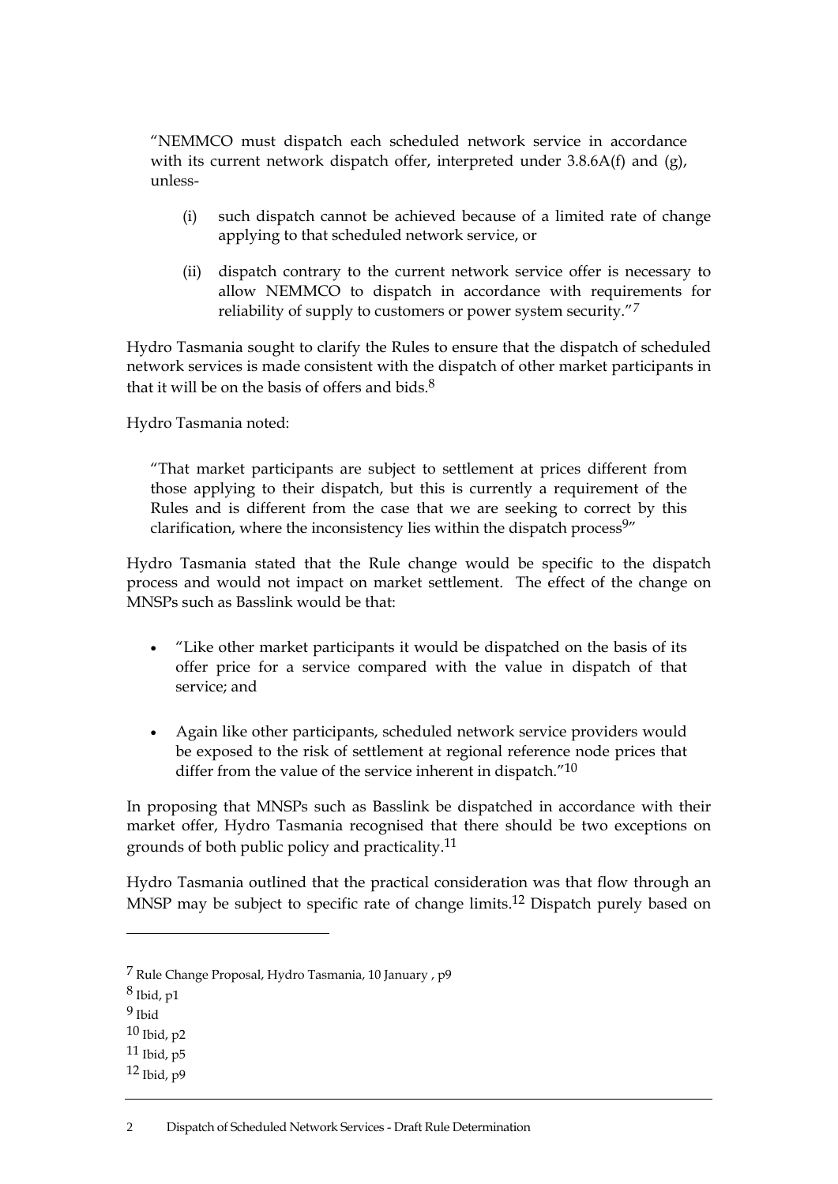> "NEMMCO must dispatch each scheduled network service in accordance with its current network dispatch offer, interpreted under 3.8.6A(f) and (g), unless-
>
> (i) such dispatch cannot be achieved because of a limited rate of change applying to that scheduled network service, or
>
> (ii) dispatch contrary to the current network service offer is necessary to allow NEMMCO to dispatch in accordance with requirements for reliability of supply to customers or power system security."[7]

Hydro Tasmania sought to clarify the Rules to ensure that the dispatch of scheduled network services is made consistent with the dispatch of other market participants in that it will be on the basis of offers and bids.[8]

Hydro Tasmania noted:

> "That market participants are subject to settlement at prices different from those applying to their dispatch, but this is currently a requirement of the Rules and is different from the case that we are seeking to correct by this clarification, where the inconsistency lies within the dispatch process[9]"

Hydro Tasmania stated that the Rule change would be specific to the dispatch process and would not impact on market settlement. The effect of the change on MNSPs such as Basslink would be that:

- "Like other market participants it would be dispatched on the basis of its offer price for a service compared with the value in dispatch of that service; and
- Again like other participants, scheduled network service providers would be exposed to the risk of settlement at regional reference node prices that differ from the value of the service inherent in dispatch."[10]

In proposing that MNSPs such as Basslink be dispatched in accordance with their market offer, Hydro Tasmania recognised that there should be two exceptions on grounds of both public policy and practicality.[11]

Hydro Tasmania outlined that the practical consideration was that flow through an MNSP may be subject to specific rate of change limits.[12] Dispatch purely based on

---

[7] Rule Change Proposal, Hydro Tasmania, 10 January , p9

[8] Ibid, p1

[9] Ibid

[10] Ibid, p2

[11] Ibid, p5

[12] Ibid, p9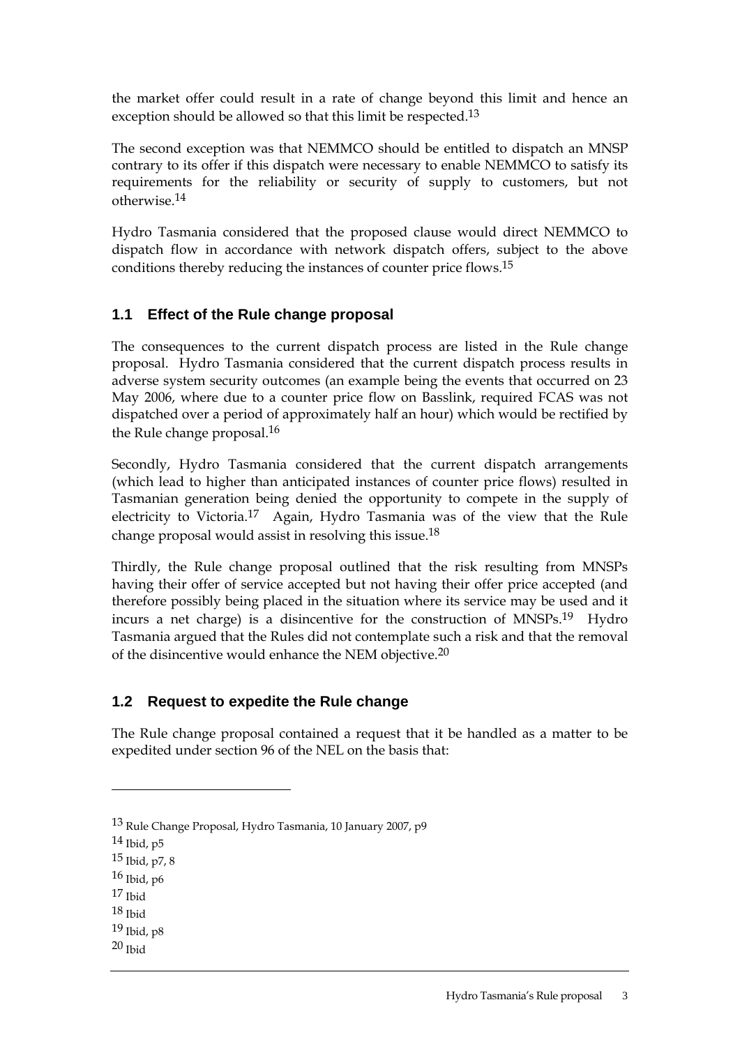the market offer could result in a rate of change beyond this limit and hence an exception should be allowed so that this limit be respected.[13]

The second exception was that NEMMCO should be entitled to dispatch an MNSP contrary to its offer if this dispatch were necessary to enable NEMMCO to satisfy its requirements for the reliability or security of supply to customers, but not otherwise.[14]

Hydro Tasmania considered that the proposed clause would direct NEMMCO to dispatch flow in accordance with network dispatch offers, subject to the above conditions thereby reducing the instances of counter price flows.[15]

## 1.1 Effect of the Rule change proposal

The consequences to the current dispatch process are listed in the Rule change proposal. Hydro Tasmania considered that the current dispatch process results in adverse system security outcomes (an example being the events that occurred on 23 May 2006, where due to a counter price flow on Basslink, required FCAS was not dispatched over a period of approximately half an hour) which would be rectified by the Rule change proposal.[16]

Secondly, Hydro Tasmania considered that the current dispatch arrangements (which lead to higher than anticipated instances of counter price flows) resulted in Tasmanian generation being denied the opportunity to compete in the supply of electricity to Victoria.[17] Again, Hydro Tasmania was of the view that the Rule change proposal would assist in resolving this issue.[18]

Thirdly, the Rule change proposal outlined that the risk resulting from MNSPs having their offer of service accepted but not having their offer price accepted (and therefore possibly being placed in the situation where its service may be used and it incurs a net charge) is a disincentive for the construction of MNSPs.[19] Hydro Tasmania argued that the Rules did not contemplate such a risk and that the removal of the disincentive would enhance the NEM objective.[20]

## 1.2 Request to expedite the Rule change

The Rule change proposal contained a request that it be handled as a matter to be expedited under section 96 of the NEL on the basis that:

---

[13] Rule Change Proposal, Hydro Tasmania, 10 January 2007, p9

[14] Ibid, p5

[15] Ibid, p7, 8

[16] Ibid, p6

[17] Ibid

[18] Ibid

[19] Ibid, p8

[20] Ibid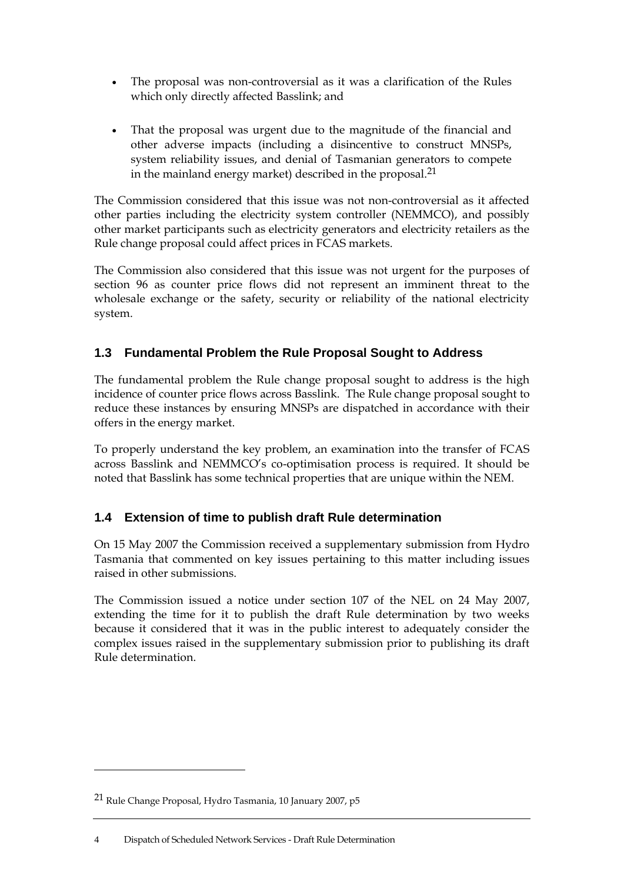- The proposal was non-controversial as it was a clarification of the Rules which only directly affected Basslink; and

- That the proposal was urgent due to the magnitude of the financial and other adverse impacts (including a disincentive to construct MNSPs, system reliability issues, and denial of Tasmanian generators to compete in the mainland energy market) described in the proposal.[21]

The Commission considered that this issue was not non-controversial as it affected other parties including the electricity system controller (NEMMCO), and possibly other market participants such as electricity generators and electricity retailers as the Rule change proposal could affect prices in FCAS markets.

The Commission also considered that this issue was not urgent for the purposes of section 96 as counter price flows did not represent an imminent threat to the wholesale exchange or the safety, security or reliability of the national electricity system.

## 1.3 Fundamental Problem the Rule Proposal Sought to Address

The fundamental problem the Rule change proposal sought to address is the high incidence of counter price flows across Basslink. The Rule change proposal sought to reduce these instances by ensuring MNSPs are dispatched in accordance with their offers in the energy market.

To properly understand the key problem, an examination into the transfer of FCAS across Basslink and NEMMCO's co-optimisation process is required. It should be noted that Basslink has some technical properties that are unique within the NEM.

## 1.4 Extension of time to publish draft Rule determination

On 15 May 2007 the Commission received a supplementary submission from Hydro Tasmania that commented on key issues pertaining to this matter including issues raised in other submissions.

The Commission issued a notice under section 107 of the NEL on 24 May 2007, extending the time for it to publish the draft Rule determination by two weeks because it considered that it was in the public interest to adequately consider the complex issues raised in the supplementary submission prior to publishing its draft Rule determination.

---

[21] Rule Change Proposal, Hydro Tasmania, 10 January 2007, p5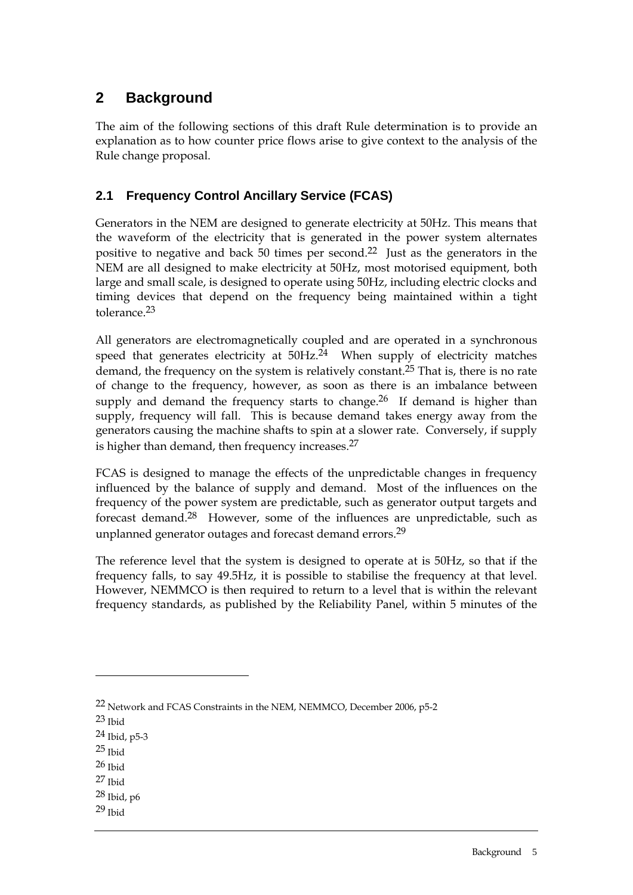# 2 Background

The aim of the following sections of this draft Rule determination is to provide an explanation as to how counter price flows arise to give context to the analysis of the Rule change proposal.

## 2.1 Frequency Control Ancillary Service (FCAS)

Generators in the NEM are designed to generate electricity at 50Hz. This means that the waveform of the electricity that is generated in the power system alternates positive to negative and back 50 times per second.[22] Just as the generators in the NEM are all designed to make electricity at 50Hz, most motorised equipment, both large and small scale, is designed to operate using 50Hz, including electric clocks and timing devices that depend on the frequency being maintained within a tight tolerance.[23]

All generators are electromagnetically coupled and are operated in a synchronous speed that generates electricity at 50Hz.[24] When supply of electricity matches demand, the frequency on the system is relatively constant.[25] That is, there is no rate of change to the frequency, however, as soon as there is an imbalance between supply and demand the frequency starts to change.[26] If demand is higher than supply, frequency will fall. This is because demand takes energy away from the generators causing the machine shafts to spin at a slower rate. Conversely, if supply is higher than demand, then frequency increases.[27]

FCAS is designed to manage the effects of the unpredictable changes in frequency influenced by the balance of supply and demand. Most of the influences on the frequency of the power system are predictable, such as generator output targets and forecast demand.[28] However, some of the influences are unpredictable, such as unplanned generator outages and forecast demand errors.[29]

The reference level that the system is designed to operate at is 50Hz, so that if the frequency falls, to say 49.5Hz, it is possible to stabilise the frequency at that level. However, NEMMCO is then required to return to a level that is within the relevant frequency standards, as published by the Reliability Panel, within 5 minutes of the

---

22 Network and FCAS Constraints in the NEM, NEMMCO, December 2006, p5-2

23 Ibid

24 Ibid, p5-3

25 Ibid

26 Ibid

27 Ibid

28 Ibid, p6

29 Ibid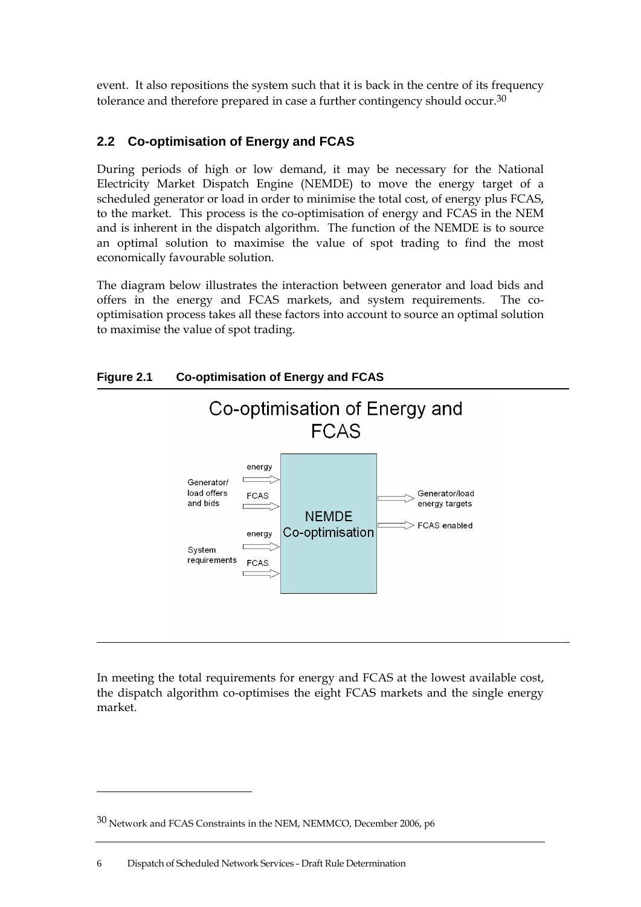event. It also repositions the system such that it is back in the centre of its frequency tolerance and therefore prepared in case a further contingency should occur.[30]

### 2.2 Co-optimisation of Energy and FCAS

During periods of high or low demand, it may be necessary for the National Electricity Market Dispatch Engine (NEMDE) to move the energy target of a scheduled generator or load in order to minimise the total cost, of energy plus FCAS, to the market. This process is the co-optimisation of energy and FCAS in the NEM and is inherent in the dispatch algorithm. The function of the NEMDE is to source an optimal solution to maximise the value of spot trading to find the most economically favourable solution.

The diagram below illustrates the interaction between generator and load bids and offers in the energy and FCAS markets, and system requirements. The co-optimisation process takes all these factors into account to source an optimal solution to maximise the value of spot trading.

**Figure 2.1 Co-optimisation of Energy and FCAS**

Co-optimisation of Energy and FCAS

Generator/load offers and bids: energy, FCAS

System requirements: energy, FCAS

NEMDE Co-optimisation

Generator/load energy targets

FCAS enabled

In meeting the total requirements for energy and FCAS at the lowest available cost, the dispatch algorithm co-optimises the eight FCAS markets and the single energy market.

[30] Network and FCAS Constraints in the NEM, NEMMCO, December 2006, p6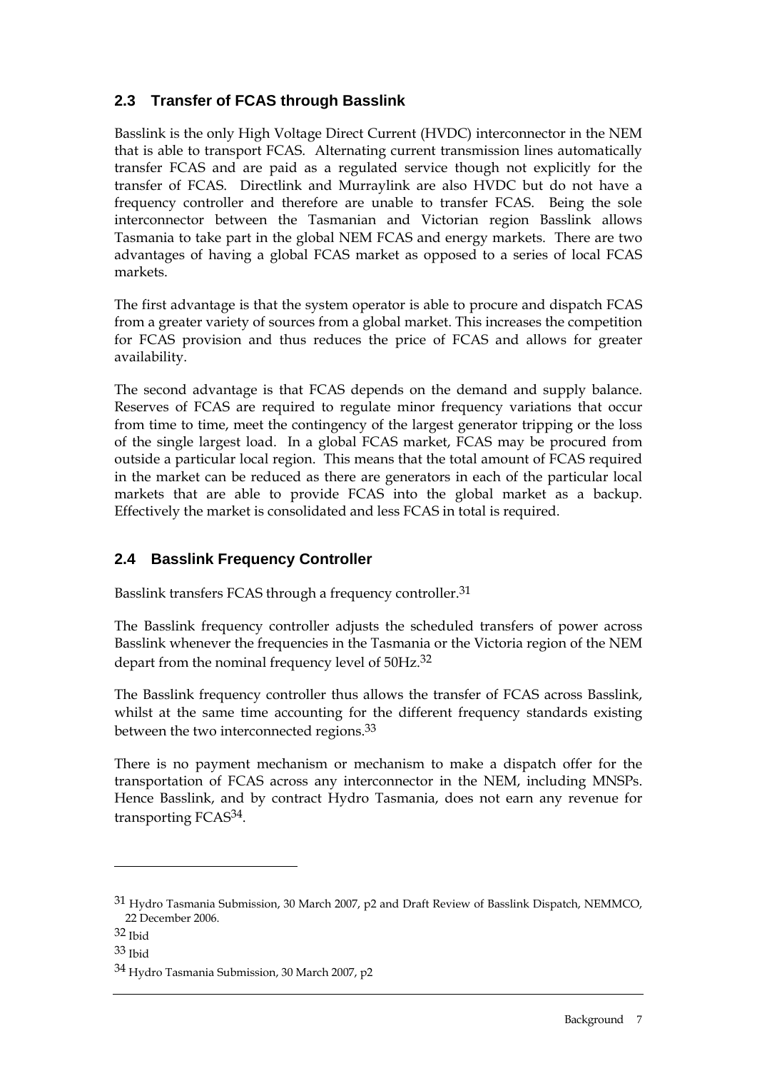## 2.3 Transfer of FCAS through Basslink

Basslink is the only High Voltage Direct Current (HVDC) interconnector in the NEM that is able to transport FCAS. Alternating current transmission lines automatically transfer FCAS and are paid as a regulated service though not explicitly for the transfer of FCAS. Directlink and Murraylink are also HVDC but do not have a frequency controller and therefore are unable to transfer FCAS. Being the sole interconnector between the Tasmanian and Victorian region Basslink allows Tasmania to take part in the global NEM FCAS and energy markets. There are two advantages of having a global FCAS market as opposed to a series of local FCAS markets.

The first advantage is that the system operator is able to procure and dispatch FCAS from a greater variety of sources from a global market. This increases the competition for FCAS provision and thus reduces the price of FCAS and allows for greater availability.

The second advantage is that FCAS depends on the demand and supply balance. Reserves of FCAS are required to regulate minor frequency variations that occur from time to time, meet the contingency of the largest generator tripping or the loss of the single largest load. In a global FCAS market, FCAS may be procured from outside a particular local region. This means that the total amount of FCAS required in the market can be reduced as there are generators in each of the particular local markets that are able to provide FCAS into the global market as a backup. Effectively the market is consolidated and less FCAS in total is required.

## 2.4 Basslink Frequency Controller

Basslink transfers FCAS through a frequency controller.[31]

The Basslink frequency controller adjusts the scheduled transfers of power across Basslink whenever the frequencies in the Tasmania or the Victoria region of the NEM depart from the nominal frequency level of 50Hz.[32]

The Basslink frequency controller thus allows the transfer of FCAS across Basslink, whilst at the same time accounting for the different frequency standards existing between the two interconnected regions.[33]

There is no payment mechanism or mechanism to make a dispatch offer for the transportation of FCAS across any interconnector in the NEM, including MNSPs. Hence Basslink, and by contract Hydro Tasmania, does not earn any revenue for transporting FCAS[34].

---

[31] Hydro Tasmania Submission, 30 March 2007, p2 and Draft Review of Basslink Dispatch, NEMMCO, 22 December 2006.

[32] Ibid

[33] Ibid

[34] Hydro Tasmania Submission, 30 March 2007, p2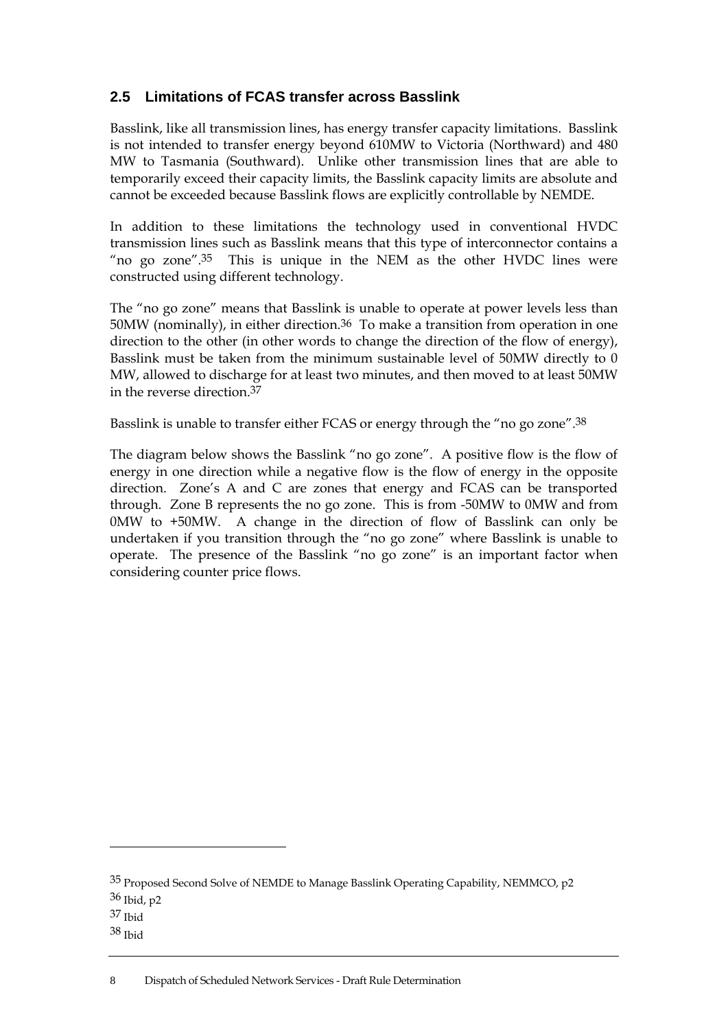## 2.5 Limitations of FCAS transfer across Basslink

Basslink, like all transmission lines, has energy transfer capacity limitations. Basslink is not intended to transfer energy beyond 610MW to Victoria (Northward) and 480 MW to Tasmania (Southward). Unlike other transmission lines that are able to temporarily exceed their capacity limits, the Basslink capacity limits are absolute and cannot be exceeded because Basslink flows are explicitly controllable by NEMDE.

In addition to these limitations the technology used in conventional HVDC transmission lines such as Basslink means that this type of interconnector contains a "no go zone".[35] This is unique in the NEM as the other HVDC lines were constructed using different technology.

The "no go zone" means that Basslink is unable to operate at power levels less than 50MW (nominally), in either direction.[36] To make a transition from operation in one direction to the other (in other words to change the direction of the flow of energy), Basslink must be taken from the minimum sustainable level of 50MW directly to 0 MW, allowed to discharge for at least two minutes, and then moved to at least 50MW in the reverse direction.[37]

Basslink is unable to transfer either FCAS or energy through the "no go zone".[38]

The diagram below shows the Basslink "no go zone". A positive flow is the flow of energy in one direction while a negative flow is the flow of energy in the opposite direction. Zone's A and C are zones that energy and FCAS can be transported through. Zone B represents the no go zone. This is from -50MW to 0MW and from 0MW to +50MW. A change in the direction of flow of Basslink can only be undertaken if you transition through the "no go zone" where Basslink is unable to operate. The presence of the Basslink "no go zone" is an important factor when considering counter price flows.

---

[35] Proposed Second Solve of NEMDE to Manage Basslink Operating Capability, NEMMCO, p2

[36] Ibid, p2

[37] Ibid

[38] Ibid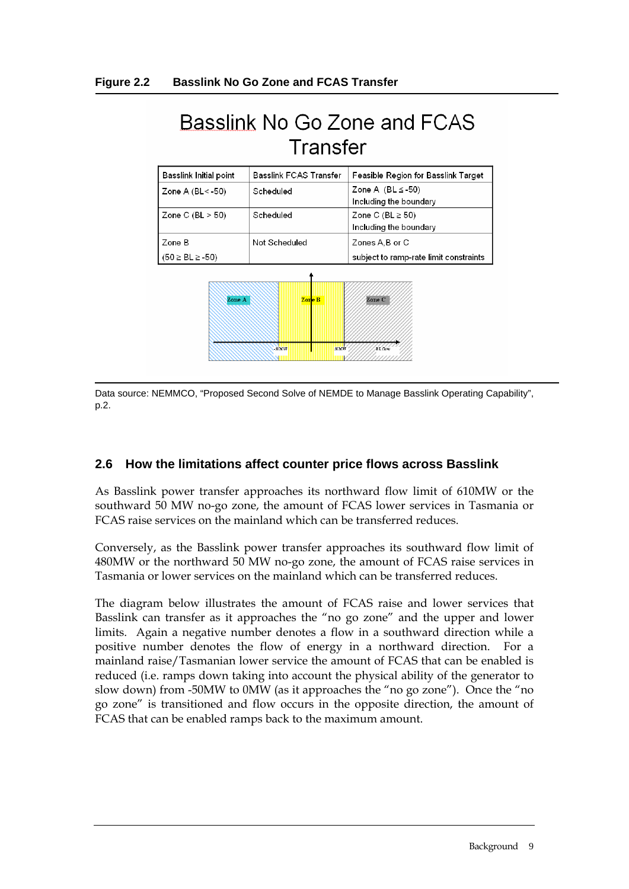**Figure 2.2 Basslink No Go Zone and FCAS Transfer**

# Basslink No Go Zone and FCAS Transfer

| Basslink Initial point | Basslink FCAS Transfer | Feasible Region for Basslink Target |
|---|---|---|
| Zone A (BL< -50) | Scheduled | Zone A (BL ≤ -50) Including the boundary |
| Zone C (BL > 50) | Scheduled | Zone C (BL ≥ 50) Including the boundary |
| Zone B (50 ≥ BL ≥ -50) | Not Scheduled | Zones A,B or C subject to ramp-rate limit constraints |

Zone A　Zone B　Zone C

-50MW　50MW　BL flow

Data source: NEMMCO, "Proposed Second Solve of NEMDE to Manage Basslink Operating Capability", p.2.

## 2.6 How the limitations affect counter price flows across Basslink

As Basslink power transfer approaches its northward flow limit of 610MW or the southward 50 MW no-go zone, the amount of FCAS lower services in Tasmania or FCAS raise services on the mainland which can be transferred reduces.

Conversely, as the Basslink power transfer approaches its southward flow limit of 480MW or the northward 50 MW no-go zone, the amount of FCAS raise services in Tasmania or lower services on the mainland which can be transferred reduces.

The diagram below illustrates the amount of FCAS raise and lower services that Basslink can transfer as it approaches the "no go zone" and the upper and lower limits. Again a negative number denotes a flow in a southward direction while a positive number denotes the flow of energy in a northward direction. For a mainland raise/Tasmanian lower service the amount of FCAS that can be enabled is reduced (i.e. ramps down taking into account the physical ability of the generator to slow down) from -50MW to 0MW (as it approaches the "no go zone"). Once the "no go zone" is transitioned and flow occurs in the opposite direction, the amount of FCAS that can be enabled ramps back to the maximum amount.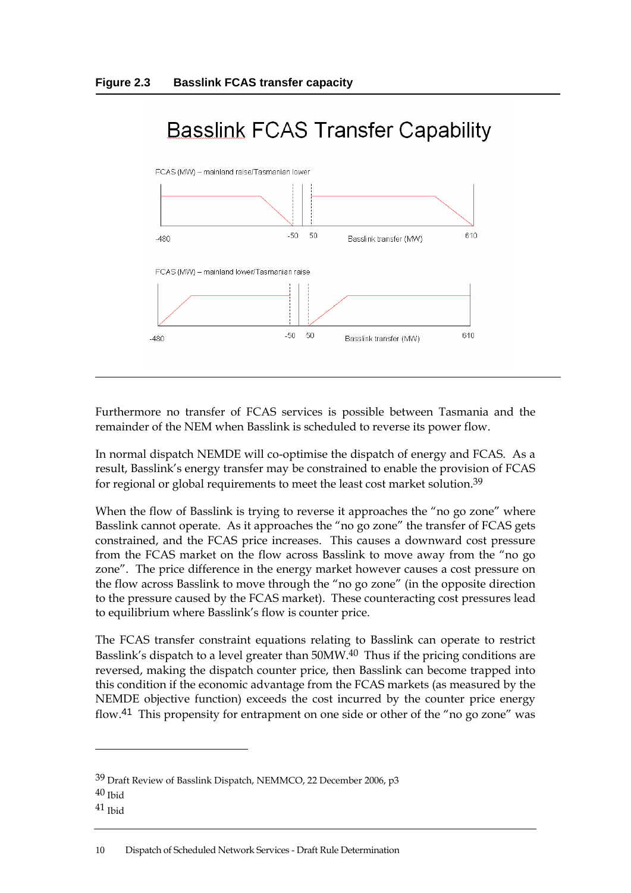**Figure 2.3 Basslink FCAS transfer capacity**

Basslink FCAS Transfer Capability

FCAS (MW) – mainland raise/Tasmanian lower

-480 -50 50 Basslink transfer (MW) 610

FCAS (MW) – mainland lower/Tasmanian raise

-480 -50 50 Basslink transfer (MW) 610

Furthermore no transfer of FCAS services is possible between Tasmania and the remainder of the NEM when Basslink is scheduled to reverse its power flow.

In normal dispatch NEMDE will co-optimise the dispatch of energy and FCAS. As a result, Basslink's energy transfer may be constrained to enable the provision of FCAS for regional or global requirements to meet the least cost market solution.[39]

When the flow of Basslink is trying to reverse it approaches the "no go zone" where Basslink cannot operate. As it approaches the "no go zone" the transfer of FCAS gets constrained, and the FCAS price increases. This causes a downward cost pressure from the FCAS market on the flow across Basslink to move away from the "no go zone". The price difference in the energy market however causes a cost pressure on the flow across Basslink to move through the "no go zone" (in the opposite direction to the pressure caused by the FCAS market). These counteracting cost pressures lead to equilibrium where Basslink's flow is counter price.

The FCAS transfer constraint equations relating to Basslink can operate to restrict Basslink's dispatch to a level greater than 50MW.[40] Thus if the pricing conditions are reversed, making the dispatch counter price, then Basslink can become trapped into this condition if the economic advantage from the FCAS markets (as measured by the NEMDE objective function) exceeds the cost incurred by the counter price energy flow.[41] This propensity for entrapment on one side or other of the "no go zone" was

---

[39] Draft Review of Basslink Dispatch, NEMMCO, 22 December 2006, p3

[40] Ibid

[41] Ibid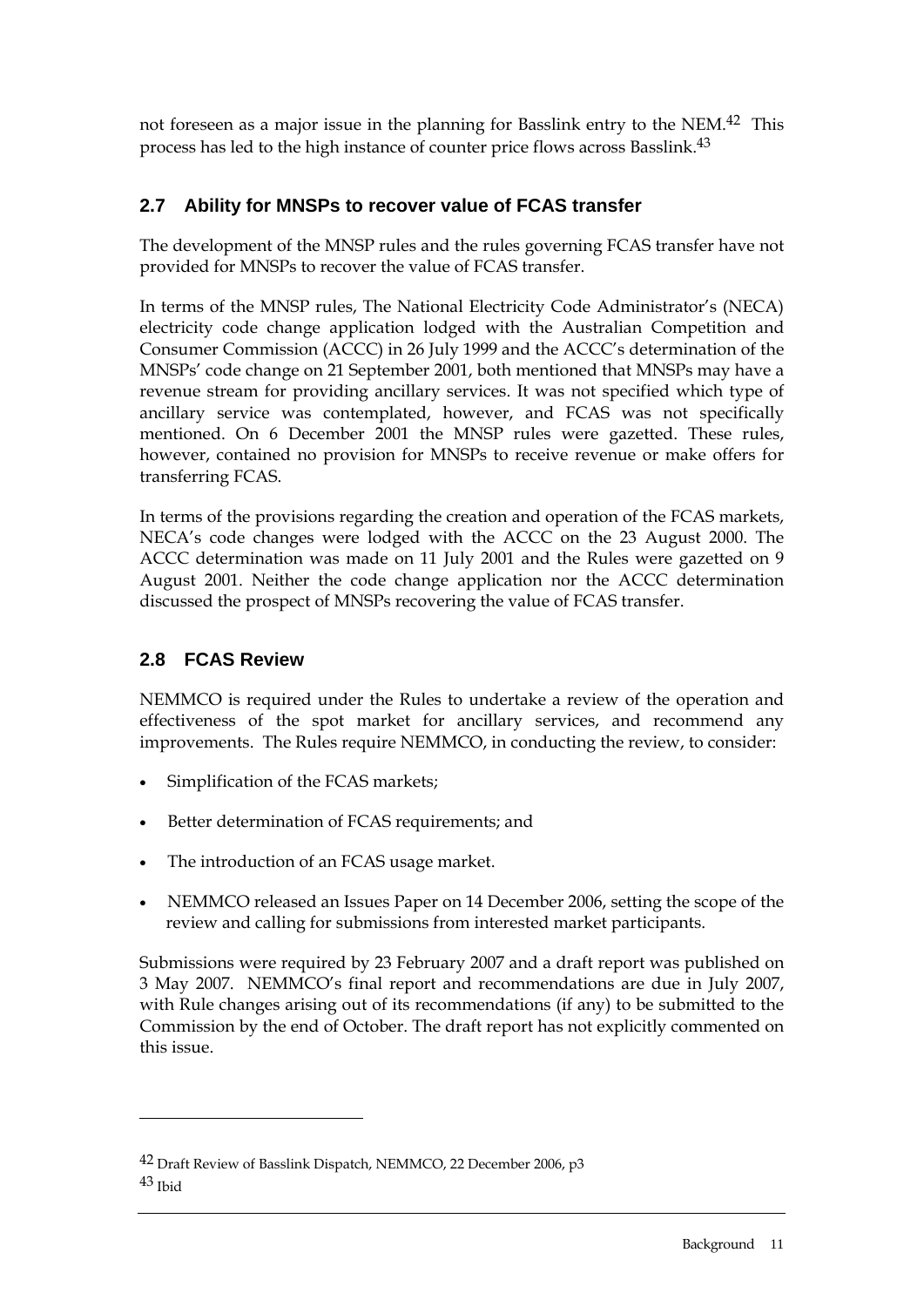not foreseen as a major issue in the planning for Basslink entry to the NEM.[42] This process has led to the high instance of counter price flows across Basslink.[43]

## 2.7 Ability for MNSPs to recover value of FCAS transfer

The development of the MNSP rules and the rules governing FCAS transfer have not provided for MNSPs to recover the value of FCAS transfer.

In terms of the MNSP rules, The National Electricity Code Administrator's (NECA) electricity code change application lodged with the Australian Competition and Consumer Commission (ACCC) in 26 July 1999 and the ACCC's determination of the MNSPs' code change on 21 September 2001, both mentioned that MNSPs may have a revenue stream for providing ancillary services. It was not specified which type of ancillary service was contemplated, however, and FCAS was not specifically mentioned. On 6 December 2001 the MNSP rules were gazetted. These rules, however, contained no provision for MNSPs to receive revenue or make offers for transferring FCAS.

In terms of the provisions regarding the creation and operation of the FCAS markets, NECA's code changes were lodged with the ACCC on the 23 August 2000. The ACCC determination was made on 11 July 2001 and the Rules were gazetted on 9 August 2001. Neither the code change application nor the ACCC determination discussed the prospect of MNSPs recovering the value of FCAS transfer.

## 2.8 FCAS Review

NEMMCO is required under the Rules to undertake a review of the operation and effectiveness of the spot market for ancillary services, and recommend any improvements. The Rules require NEMMCO, in conducting the review, to consider:

- Simplification of the FCAS markets;
- Better determination of FCAS requirements; and
- The introduction of an FCAS usage market.
- NEMMCO released an Issues Paper on 14 December 2006, setting the scope of the review and calling for submissions from interested market participants.

Submissions were required by 23 February 2007 and a draft report was published on 3 May 2007. NEMMCO's final report and recommendations are due in July 2007, with Rule changes arising out of its recommendations (if any) to be submitted to the Commission by the end of October. The draft report has not explicitly commented on this issue.

---

[42] Draft Review of Basslink Dispatch, NEMMCO, 22 December 2006, p3

[43] Ibid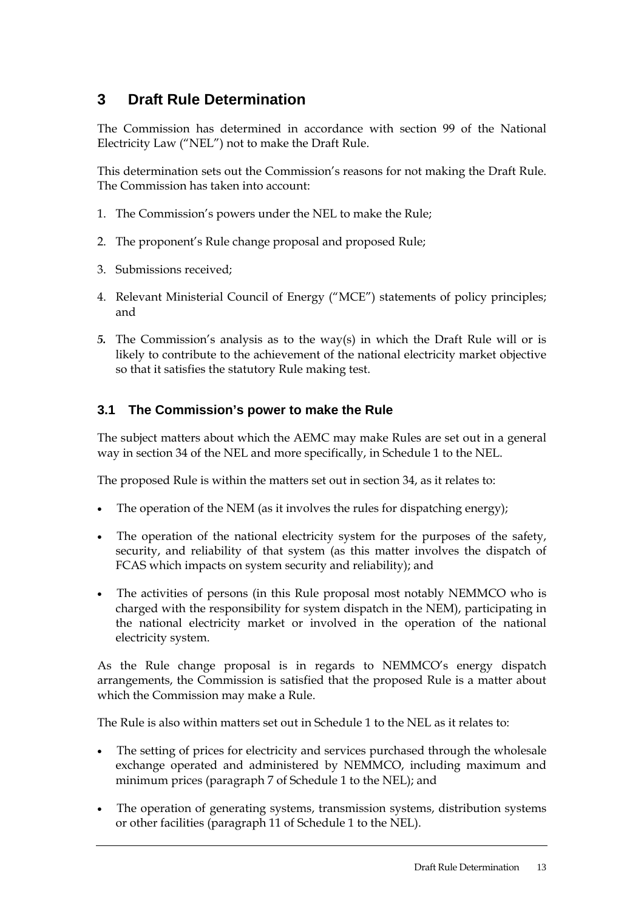# 3 Draft Rule Determination

The Commission has determined in accordance with section 99 of the National Electricity Law ("NEL") not to make the Draft Rule.

This determination sets out the Commission's reasons for not making the Draft Rule. The Commission has taken into account:

1. The Commission's powers under the NEL to make the Rule;
2. The proponent's Rule change proposal and proposed Rule;
3. Submissions received;
4. Relevant Ministerial Council of Energy ("MCE") statements of policy principles; and
5. The Commission's analysis as to the way(s) in which the Draft Rule will or is likely to contribute to the achievement of the national electricity market objective so that it satisfies the statutory Rule making test.

## 3.1 The Commission's power to make the Rule

The subject matters about which the AEMC may make Rules are set out in a general way in section 34 of the NEL and more specifically, in Schedule 1 to the NEL.

The proposed Rule is within the matters set out in section 34, as it relates to:

- The operation of the NEM (as it involves the rules for dispatching energy);
- The operation of the national electricity system for the purposes of the safety, security, and reliability of that system (as this matter involves the dispatch of FCAS which impacts on system security and reliability); and
- The activities of persons (in this Rule proposal most notably NEMMCO who is charged with the responsibility for system dispatch in the NEM), participating in the national electricity market or involved in the operation of the national electricity system.

As the Rule change proposal is in regards to NEMMCO's energy dispatch arrangements, the Commission is satisfied that the proposed Rule is a matter about which the Commission may make a Rule.

The Rule is also within matters set out in Schedule 1 to the NEL as it relates to:

- The setting of prices for electricity and services purchased through the wholesale exchange operated and administered by NEMMCO, including maximum and minimum prices (paragraph 7 of Schedule 1 to the NEL); and
- The operation of generating systems, transmission systems, distribution systems or other facilities (paragraph 11 of Schedule 1 to the NEL).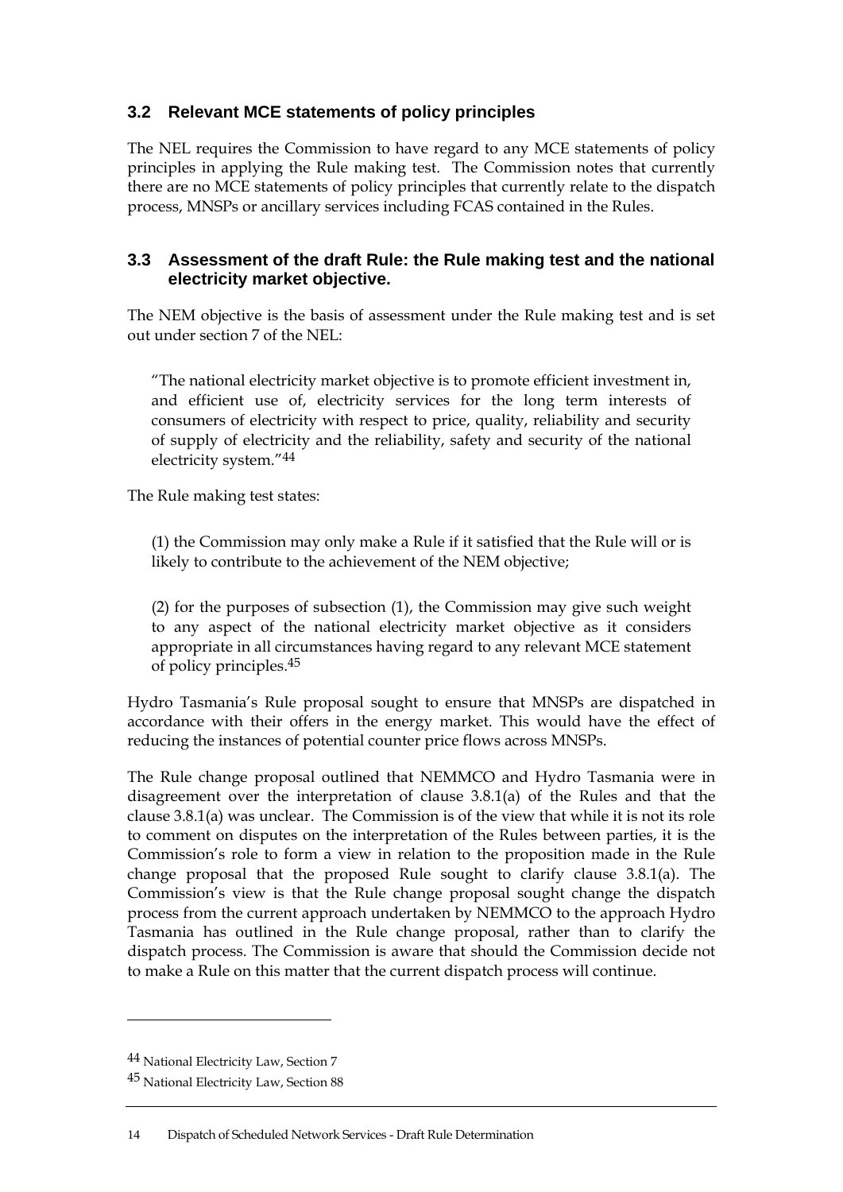## 3.2 Relevant MCE statements of policy principles

The NEL requires the Commission to have regard to any MCE statements of policy principles in applying the Rule making test. The Commission notes that currently there are no MCE statements of policy principles that currently relate to the dispatch process, MNSPs or ancillary services including FCAS contained in the Rules.

## 3.3 Assessment of the draft Rule: the Rule making test and the national electricity market objective.

The NEM objective is the basis of assessment under the Rule making test and is set out under section 7 of the NEL:

> "The national electricity market objective is to promote efficient investment in, and efficient use of, electricity services for the long term interests of consumers of electricity with respect to price, quality, reliability and security of supply of electricity and the reliability, safety and security of the national electricity system."[44]

The Rule making test states:

> (1) the Commission may only make a Rule if it satisfied that the Rule will or is likely to contribute to the achievement of the NEM objective;
>
> (2) for the purposes of subsection (1), the Commission may give such weight to any aspect of the national electricity market objective as it considers appropriate in all circumstances having regard to any relevant MCE statement of policy principles.[45]

Hydro Tasmania's Rule proposal sought to ensure that MNSPs are dispatched in accordance with their offers in the energy market. This would have the effect of reducing the instances of potential counter price flows across MNSPs.

The Rule change proposal outlined that NEMMCO and Hydro Tasmania were in disagreement over the interpretation of clause 3.8.1(a) of the Rules and that the clause 3.8.1(a) was unclear. The Commission is of the view that while it is not its role to comment on disputes on the interpretation of the Rules between parties, it is the Commission's role to form a view in relation to the proposition made in the Rule change proposal that the proposed Rule sought to clarify clause 3.8.1(a). The Commission's view is that the Rule change proposal sought change the dispatch process from the current approach undertaken by NEMMCO to the approach Hydro Tasmania has outlined in the Rule change proposal, rather than to clarify the dispatch process. The Commission is aware that should the Commission decide not to make a Rule on this matter that the current dispatch process will continue.

---

[44] National Electricity Law, Section 7

[45] National Electricity Law, Section 88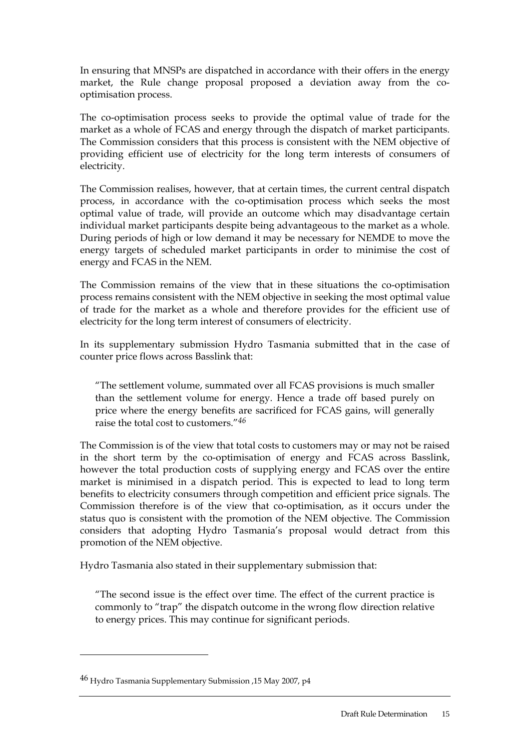In ensuring that MNSPs are dispatched in accordance with their offers in the energy market, the Rule change proposal proposed a deviation away from the co-optimisation process.

The co-optimisation process seeks to provide the optimal value of trade for the market as a whole of FCAS and energy through the dispatch of market participants. The Commission considers that this process is consistent with the NEM objective of providing efficient use of electricity for the long term interests of consumers of electricity.

The Commission realises, however, that at certain times, the current central dispatch process, in accordance with the co-optimisation process which seeks the most optimal value of trade, will provide an outcome which may disadvantage certain individual market participants despite being advantageous to the market as a whole. During periods of high or low demand it may be necessary for NEMDE to move the energy targets of scheduled market participants in order to minimise the cost of energy and FCAS in the NEM.

The Commission remains of the view that in these situations the co-optimisation process remains consistent with the NEM objective in seeking the most optimal value of trade for the market as a whole and therefore provides for the efficient use of electricity for the long term interest of consumers of electricity.

In its supplementary submission Hydro Tasmania submitted that in the case of counter price flows across Basslink that:

> "The settlement volume, summated over all FCAS provisions is much smaller than the settlement volume for energy. Hence a trade off based purely on price where the energy benefits are sacrificed for FCAS gains, will generally raise the total cost to customers."[46]

The Commission is of the view that total costs to customers may or may not be raised in the short term by the co-optimisation of energy and FCAS across Basslink, however the total production costs of supplying energy and FCAS over the entire market is minimised in a dispatch period. This is expected to lead to long term benefits to electricity consumers through competition and efficient price signals. The Commission therefore is of the view that co-optimisation, as it occurs under the status quo is consistent with the promotion of the NEM objective. The Commission considers that adopting Hydro Tasmania's proposal would detract from this promotion of the NEM objective.

Hydro Tasmania also stated in their supplementary submission that:

> "The second issue is the effect over time. The effect of the current practice is commonly to "trap" the dispatch outcome in the wrong flow direction relative to energy prices. This may continue for significant periods.

---

[46] Hydro Tasmania Supplementary Submission ,15 May 2007, p4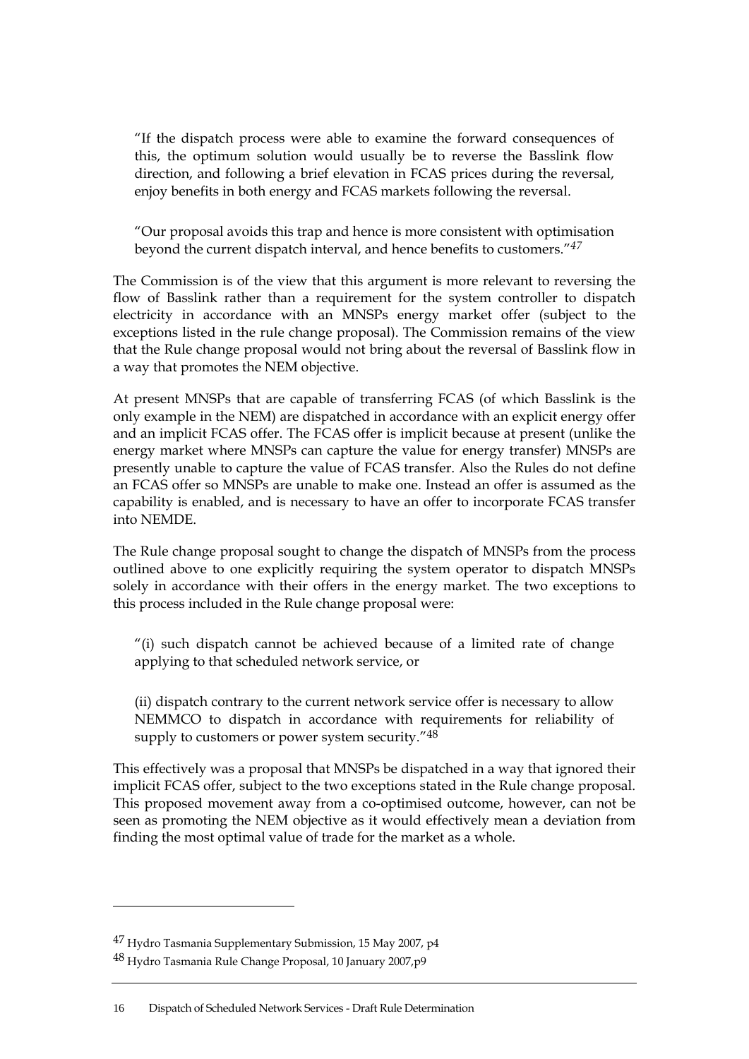> "If the dispatch process were able to examine the forward consequences of this, the optimum solution would usually be to reverse the Basslink flow direction, and following a brief elevation in FCAS prices during the reversal, enjoy benefits in both energy and FCAS markets following the reversal.
>
> "Our proposal avoids this trap and hence is more consistent with optimisation beyond the current dispatch interval, and hence benefits to customers."[47]

The Commission is of the view that this argument is more relevant to reversing the flow of Basslink rather than a requirement for the system controller to dispatch electricity in accordance with an MNSPs energy market offer (subject to the exceptions listed in the rule change proposal). The Commission remains of the view that the Rule change proposal would not bring about the reversal of Basslink flow in a way that promotes the NEM objective.

At present MNSPs that are capable of transferring FCAS (of which Basslink is the only example in the NEM) are dispatched in accordance with an explicit energy offer and an implicit FCAS offer. The FCAS offer is implicit because at present (unlike the energy market where MNSPs can capture the value for energy transfer) MNSPs are presently unable to capture the value of FCAS transfer. Also the Rules do not define an FCAS offer so MNSPs are unable to make one. Instead an offer is assumed as the capability is enabled, and is necessary to have an offer to incorporate FCAS transfer into NEMDE.

The Rule change proposal sought to change the dispatch of MNSPs from the process outlined above to one explicitly requiring the system operator to dispatch MNSPs solely in accordance with their offers in the energy market. The two exceptions to this process included in the Rule change proposal were:

> "(i) such dispatch cannot be achieved because of a limited rate of change applying to that scheduled network service, or
>
> (ii) dispatch contrary to the current network service offer is necessary to allow NEMMCO to dispatch in accordance with requirements for reliability of supply to customers or power system security."[48]

This effectively was a proposal that MNSPs be dispatched in a way that ignored their implicit FCAS offer, subject to the two exceptions stated in the Rule change proposal. This proposed movement away from a co-optimised outcome, however, can not be seen as promoting the NEM objective as it would effectively mean a deviation from finding the most optimal value of trade for the market as a whole.

---

[47] Hydro Tasmania Supplementary Submission, 15 May 2007, p4

[48] Hydro Tasmania Rule Change Proposal, 10 January 2007,p9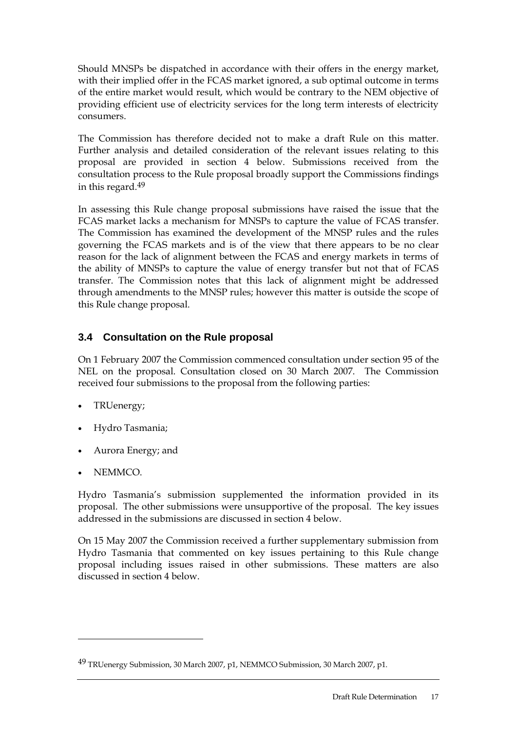Should MNSPs be dispatched in accordance with their offers in the energy market, with their implied offer in the FCAS market ignored, a sub optimal outcome in terms of the entire market would result, which would be contrary to the NEM objective of providing efficient use of electricity services for the long term interests of electricity consumers.

The Commission has therefore decided not to make a draft Rule on this matter. Further analysis and detailed consideration of the relevant issues relating to this proposal are provided in section 4 below. Submissions received from the consultation process to the Rule proposal broadly support the Commissions findings in this regard.[49]

In assessing this Rule change proposal submissions have raised the issue that the FCAS market lacks a mechanism for MNSPs to capture the value of FCAS transfer. The Commission has examined the development of the MNSP rules and the rules governing the FCAS markets and is of the view that there appears to be no clear reason for the lack of alignment between the FCAS and energy markets in terms of the ability of MNSPs to capture the value of energy transfer but not that of FCAS transfer. The Commission notes that this lack of alignment might be addressed through amendments to the MNSP rules; however this matter is outside the scope of this Rule change proposal.

### 3.4 Consultation on the Rule proposal

On 1 February 2007 the Commission commenced consultation under section 95 of the NEL on the proposal. Consultation closed on 30 March 2007. The Commission received four submissions to the proposal from the following parties:

- TRUenergy;
- Hydro Tasmania;
- Aurora Energy; and
- NEMMCO.

Hydro Tasmania's submission supplemented the information provided in its proposal. The other submissions were unsupportive of the proposal. The key issues addressed in the submissions are discussed in section 4 below.

On 15 May 2007 the Commission received a further supplementary submission from Hydro Tasmania that commented on key issues pertaining to this Rule change proposal including issues raised in other submissions. These matters are also discussed in section 4 below.

---

[49] TRUenergy Submission, 30 March 2007, p1, NEMMCO Submission, 30 March 2007, p1.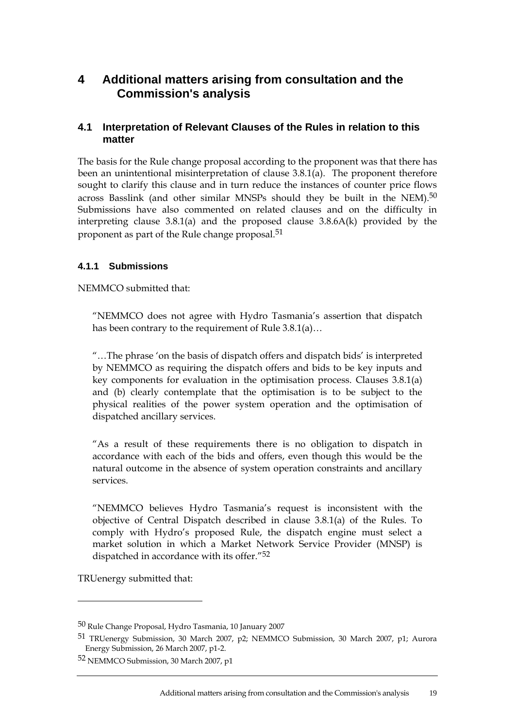# 4 Additional matters arising from consultation and the Commission's analysis

## 4.1 Interpretation of Relevant Clauses of the Rules in relation to this matter

The basis for the Rule change proposal according to the proponent was that there has been an unintentional misinterpretation of clause 3.8.1(a). The proponent therefore sought to clarify this clause and in turn reduce the instances of counter price flows across Basslink (and other similar MNSPs should they be built in the NEM).[50] Submissions have also commented on related clauses and on the difficulty in interpreting clause 3.8.1(a) and the proposed clause 3.8.6A(k) provided by the proponent as part of the Rule change proposal.[51]

### 4.1.1 Submissions

NEMMCO submitted that:

> "NEMMCO does not agree with Hydro Tasmania's assertion that dispatch has been contrary to the requirement of Rule 3.8.1(a)…
>
> "…The phrase 'on the basis of dispatch offers and dispatch bids' is interpreted by NEMMCO as requiring the dispatch offers and bids to be key inputs and key components for evaluation in the optimisation process. Clauses 3.8.1(a) and (b) clearly contemplate that the optimisation is to be subject to the physical realities of the power system operation and the optimisation of dispatched ancillary services.
>
> "As a result of these requirements there is no obligation to dispatch in accordance with each of the bids and offers, even though this would be the natural outcome in the absence of system operation constraints and ancillary services.
>
> "NEMMCO believes Hydro Tasmania's request is inconsistent with the objective of Central Dispatch described in clause 3.8.1(a) of the Rules. To comply with Hydro's proposed Rule, the dispatch engine must select a market solution in which a Market Network Service Provider (MNSP) is dispatched in accordance with its offer."[52]

TRUenergy submitted that:

---

[50] Rule Change Proposal, Hydro Tasmania, 10 January 2007

[51] TRUenergy Submission, 30 March 2007, p2; NEMMCO Submission, 30 March 2007, p1; Aurora Energy Submission, 26 March 2007, p1-2.

[52] NEMMCO Submission, 30 March 2007, p1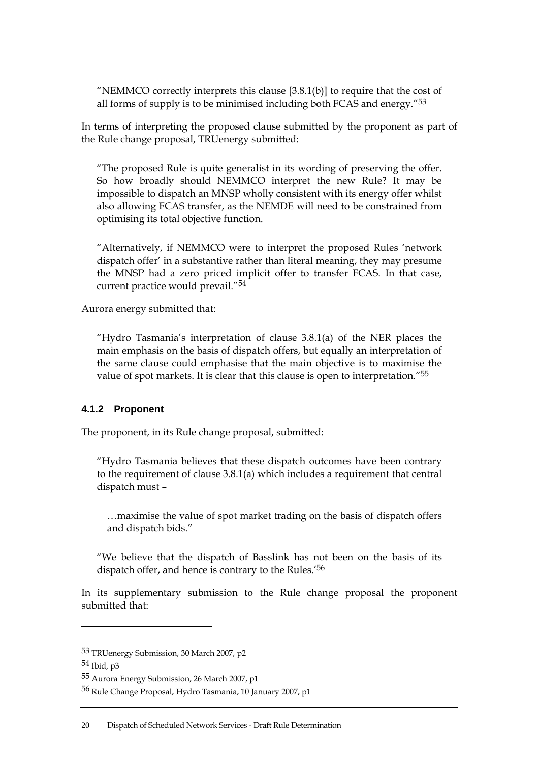"NEMMCO correctly interprets this clause [3.8.1(b)] to require that the cost of all forms of supply is to be minimised including both FCAS and energy."[53]

In terms of interpreting the proposed clause submitted by the proponent as part of the Rule change proposal, TRUenergy submitted:

> "The proposed Rule is quite generalist in its wording of preserving the offer. So how broadly should NEMMCO interpret the new Rule? It may be impossible to dispatch an MNSP wholly consistent with its energy offer whilst also allowing FCAS transfer, as the NEMDE will need to be constrained from optimising its total objective function.
>
> "Alternatively, if NEMMCO were to interpret the proposed Rules 'network dispatch offer' in a substantive rather than literal meaning, they may presume the MNSP had a zero priced implicit offer to transfer FCAS. In that case, current practice would prevail."[54]

Aurora energy submitted that:

> "Hydro Tasmania's interpretation of clause 3.8.1(a) of the NER places the main emphasis on the basis of dispatch offers, but equally an interpretation of the same clause could emphasise that the main objective is to maximise the value of spot markets. It is clear that this clause is open to interpretation."[55]

### 4.1.2 Proponent

The proponent, in its Rule change proposal, submitted:

> "Hydro Tasmania believes that these dispatch outcomes have been contrary to the requirement of clause 3.8.1(a) which includes a requirement that central dispatch must –
>
> > …maximise the value of spot market trading on the basis of dispatch offers and dispatch bids."
>
> "We believe that the dispatch of Basslink has not been on the basis of its dispatch offer, and hence is contrary to the Rules.'[56]

In its supplementary submission to the Rule change proposal the proponent submitted that:

---

[53] TRUenergy Submission, 30 March 2007, p2

[54] Ibid, p3

[55] Aurora Energy Submission, 26 March 2007, p1

[56] Rule Change Proposal, Hydro Tasmania, 10 January 2007, p1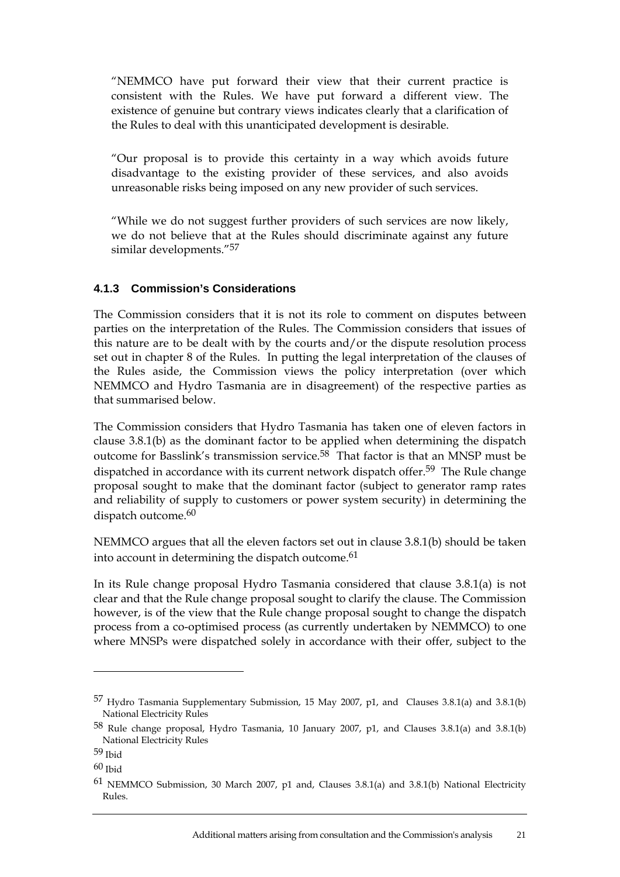"NEMMCO have put forward their view that their current practice is consistent with the Rules. We have put forward a different view. The existence of genuine but contrary views indicates clearly that a clarification of the Rules to deal with this unanticipated development is desirable.

"Our proposal is to provide this certainty in a way which avoids future disadvantage to the existing provider of these services, and also avoids unreasonable risks being imposed on any new provider of such services.

"While we do not suggest further providers of such services are now likely, we do not believe that at the Rules should discriminate against any future similar developments."[57]

### 4.1.3 Commission's Considerations

The Commission considers that it is not its role to comment on disputes between parties on the interpretation of the Rules. The Commission considers that issues of this nature are to be dealt with by the courts and/or the dispute resolution process set out in chapter 8 of the Rules. In putting the legal interpretation of the clauses of the Rules aside, the Commission views the policy interpretation (over which NEMMCO and Hydro Tasmania are in disagreement) of the respective parties as that summarised below.

The Commission considers that Hydro Tasmania has taken one of eleven factors in clause 3.8.1(b) as the dominant factor to be applied when determining the dispatch outcome for Basslink's transmission service.[58] That factor is that an MNSP must be dispatched in accordance with its current network dispatch offer.[59] The Rule change proposal sought to make that the dominant factor (subject to generator ramp rates and reliability of supply to customers or power system security) in determining the dispatch outcome.[60]

NEMMCO argues that all the eleven factors set out in clause 3.8.1(b) should be taken into account in determining the dispatch outcome.[61]

In its Rule change proposal Hydro Tasmania considered that clause 3.8.1(a) is not clear and that the Rule change proposal sought to clarify the clause. The Commission however, is of the view that the Rule change proposal sought to change the dispatch process from a co-optimised process (as currently undertaken by NEMMCO) to one where MNSPs were dispatched solely in accordance with their offer, subject to the

---

[57] Hydro Tasmania Supplementary Submission, 15 May 2007, p1, and Clauses 3.8.1(a) and 3.8.1(b) National Electricity Rules

[58] Rule change proposal, Hydro Tasmania, 10 January 2007, p1, and Clauses 3.8.1(a) and 3.8.1(b) National Electricity Rules

[59] Ibid

[60] Ibid

[61] NEMMCO Submission, 30 March 2007, p1 and, Clauses 3.8.1(a) and 3.8.1(b) National Electricity Rules.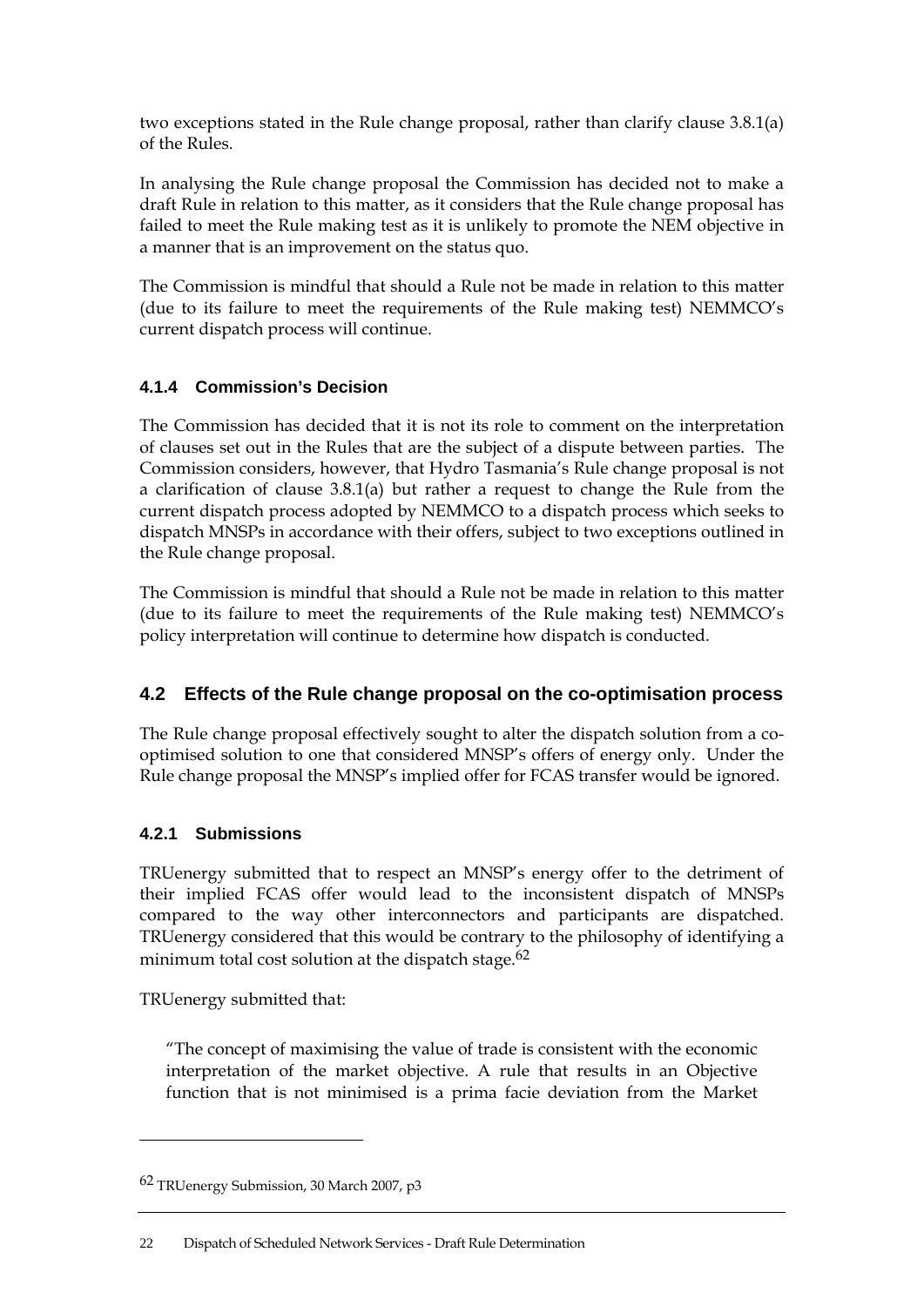two exceptions stated in the Rule change proposal, rather than clarify clause 3.8.1(a) of the Rules.

In analysing the Rule change proposal the Commission has decided not to make a draft Rule in relation to this matter, as it considers that the Rule change proposal has failed to meet the Rule making test as it is unlikely to promote the NEM objective in a manner that is an improvement on the status quo.

The Commission is mindful that should a Rule not be made in relation to this matter (due to its failure to meet the requirements of the Rule making test) NEMMCO's current dispatch process will continue.

### 4.1.4 Commission's Decision

The Commission has decided that it is not its role to comment on the interpretation of clauses set out in the Rules that are the subject of a dispute between parties. The Commission considers, however, that Hydro Tasmania's Rule change proposal is not a clarification of clause 3.8.1(a) but rather a request to change the Rule from the current dispatch process adopted by NEMMCO to a dispatch process which seeks to dispatch MNSPs in accordance with their offers, subject to two exceptions outlined in the Rule change proposal.

The Commission is mindful that should a Rule not be made in relation to this matter (due to its failure to meet the requirements of the Rule making test) NEMMCO's policy interpretation will continue to determine how dispatch is conducted.

## 4.2 Effects of the Rule change proposal on the co-optimisation process

The Rule change proposal effectively sought to alter the dispatch solution from a co-optimised solution to one that considered MNSP's offers of energy only. Under the Rule change proposal the MNSP's implied offer for FCAS transfer would be ignored.

### 4.2.1 Submissions

TRUenergy submitted that to respect an MNSP's energy offer to the detriment of their implied FCAS offer would lead to the inconsistent dispatch of MNSPs compared to the way other interconnectors and participants are dispatched. TRUenergy considered that this would be contrary to the philosophy of identifying a minimum total cost solution at the dispatch stage.[62]

TRUenergy submitted that:

> "The concept of maximising the value of trade is consistent with the economic interpretation of the market objective. A rule that results in an Objective function that is not minimised is a prima facie deviation from the Market

---

[62] TRUenergy Submission, 30 March 2007, p3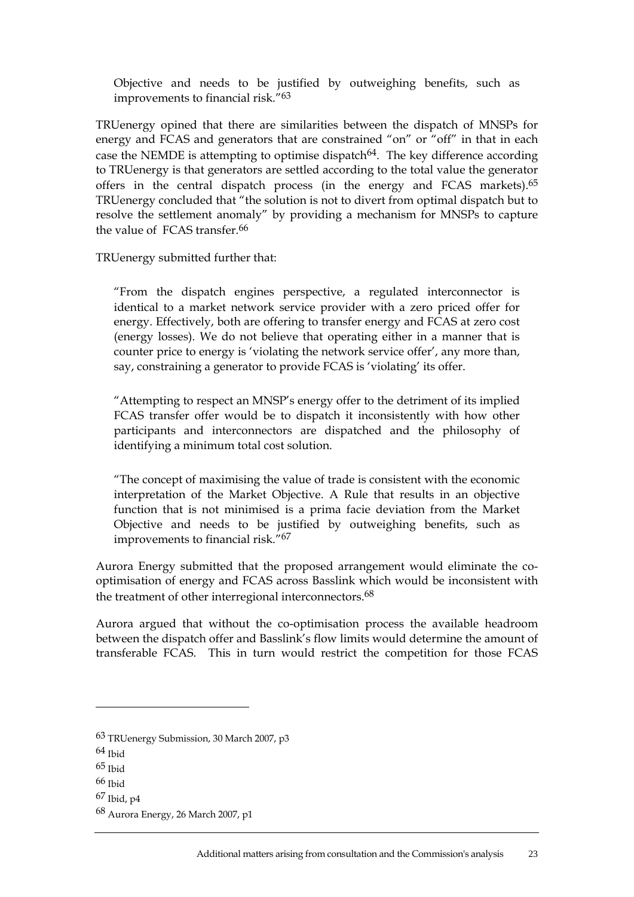Objective and needs to be justified by outweighing benefits, such as improvements to financial risk."[63]

TRUenergy opined that there are similarities between the dispatch of MNSPs for energy and FCAS and generators that are constrained "on" or "off" in that in each case the NEMDE is attempting to optimise dispatch[64]. The key difference according to TRUenergy is that generators are settled according to the total value the generator offers in the central dispatch process (in the energy and FCAS markets).[65] TRUenergy concluded that "the solution is not to divert from optimal dispatch but to resolve the settlement anomaly" by providing a mechanism for MNSPs to capture the value of FCAS transfer.[66]

TRUenergy submitted further that:

> "From the dispatch engines perspective, a regulated interconnector is identical to a market network service provider with a zero priced offer for energy. Effectively, both are offering to transfer energy and FCAS at zero cost (energy losses). We do not believe that operating either in a manner that is counter price to energy is 'violating the network service offer', any more than, say, constraining a generator to provide FCAS is 'violating' its offer.
>
> "Attempting to respect an MNSP's energy offer to the detriment of its implied FCAS transfer offer would be to dispatch it inconsistently with how other participants and interconnectors are dispatched and the philosophy of identifying a minimum total cost solution.
>
> "The concept of maximising the value of trade is consistent with the economic interpretation of the Market Objective. A Rule that results in an objective function that is not minimised is a prima facie deviation from the Market Objective and needs to be justified by outweighing benefits, such as improvements to financial risk."[67]

Aurora Energy submitted that the proposed arrangement would eliminate the co-optimisation of energy and FCAS across Basslink which would be inconsistent with the treatment of other interregional interconnectors.[68]

Aurora argued that without the co-optimisation process the available headroom between the dispatch offer and Basslink's flow limits would determine the amount of transferable FCAS. This in turn would restrict the competition for those FCAS

---

[63] TRUenergy Submission, 30 March 2007, p3

[64] Ibid

[65] Ibid

[66] Ibid

[67] Ibid, p4

[68] Aurora Energy, 26 March 2007, p1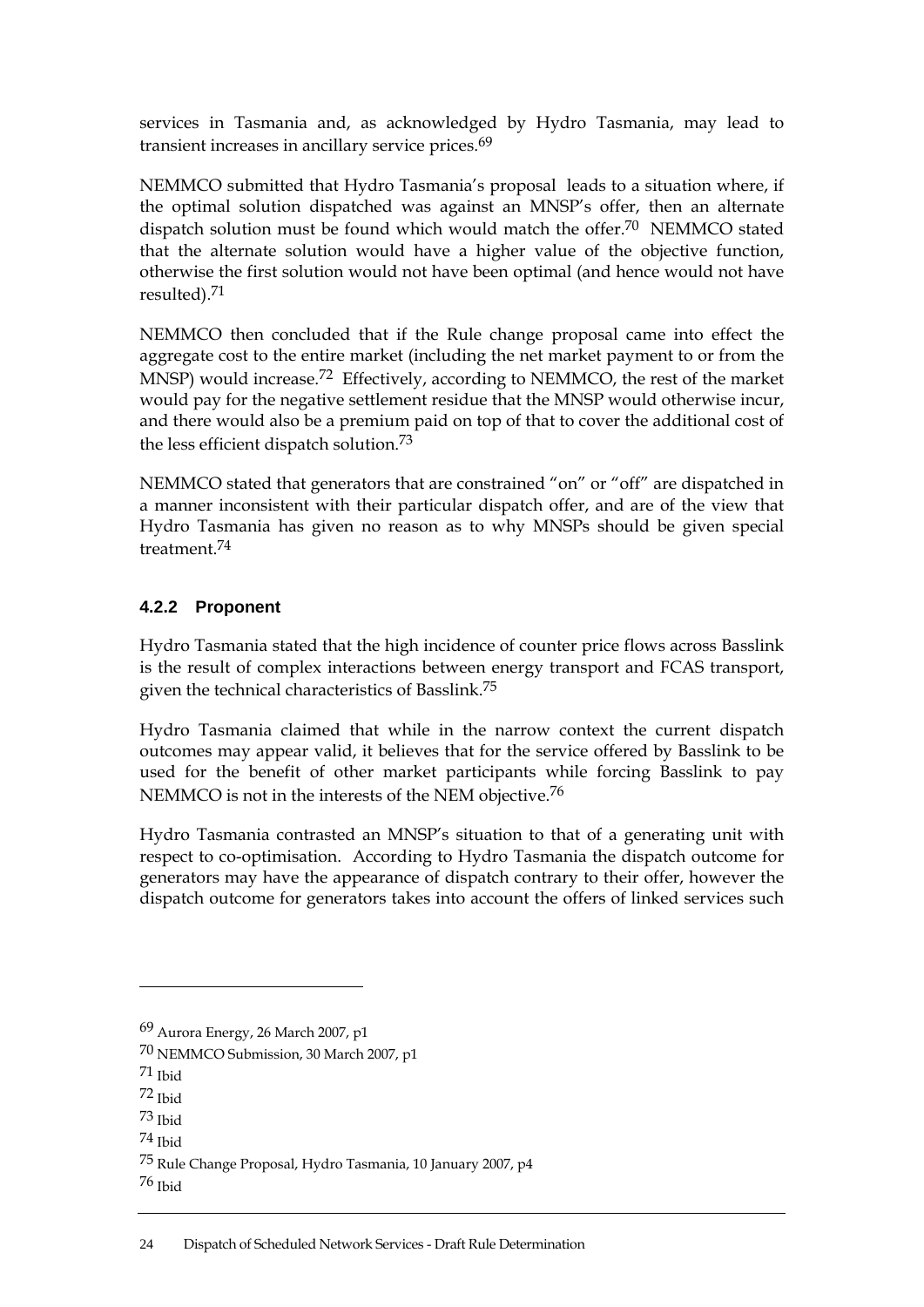services in Tasmania and, as acknowledged by Hydro Tasmania, may lead to transient increases in ancillary service prices.[69]

NEMMCO submitted that Hydro Tasmania's proposal leads to a situation where, if the optimal solution dispatched was against an MNSP's offer, then an alternate dispatch solution must be found which would match the offer.[70] NEMMCO stated that the alternate solution would have a higher value of the objective function, otherwise the first solution would not have been optimal (and hence would not have resulted).[71]

NEMMCO then concluded that if the Rule change proposal came into effect the aggregate cost to the entire market (including the net market payment to or from the MNSP) would increase.[72] Effectively, according to NEMMCO, the rest of the market would pay for the negative settlement residue that the MNSP would otherwise incur, and there would also be a premium paid on top of that to cover the additional cost of the less efficient dispatch solution.[73]

NEMMCO stated that generators that are constrained "on" or "off" are dispatched in a manner inconsistent with their particular dispatch offer, and are of the view that Hydro Tasmania has given no reason as to why MNSPs should be given special treatment.[74]

### 4.2.2 Proponent

Hydro Tasmania stated that the high incidence of counter price flows across Basslink is the result of complex interactions between energy transport and FCAS transport, given the technical characteristics of Basslink.[75]

Hydro Tasmania claimed that while in the narrow context the current dispatch outcomes may appear valid, it believes that for the service offered by Basslink to be used for the benefit of other market participants while forcing Basslink to pay NEMMCO is not in the interests of the NEM objective.[76]

Hydro Tasmania contrasted an MNSP's situation to that of a generating unit with respect to co-optimisation. According to Hydro Tasmania the dispatch outcome for generators may have the appearance of dispatch contrary to their offer, however the dispatch outcome for generators takes into account the offers of linked services such

---

[69] Aurora Energy, 26 March 2007, p1

[70] NEMMCO Submission, 30 March 2007, p1

[71] Ibid

[72] Ibid

[73] Ibid

[74] Ibid

[75] Rule Change Proposal, Hydro Tasmania, 10 January 2007, p4

[76] Ibid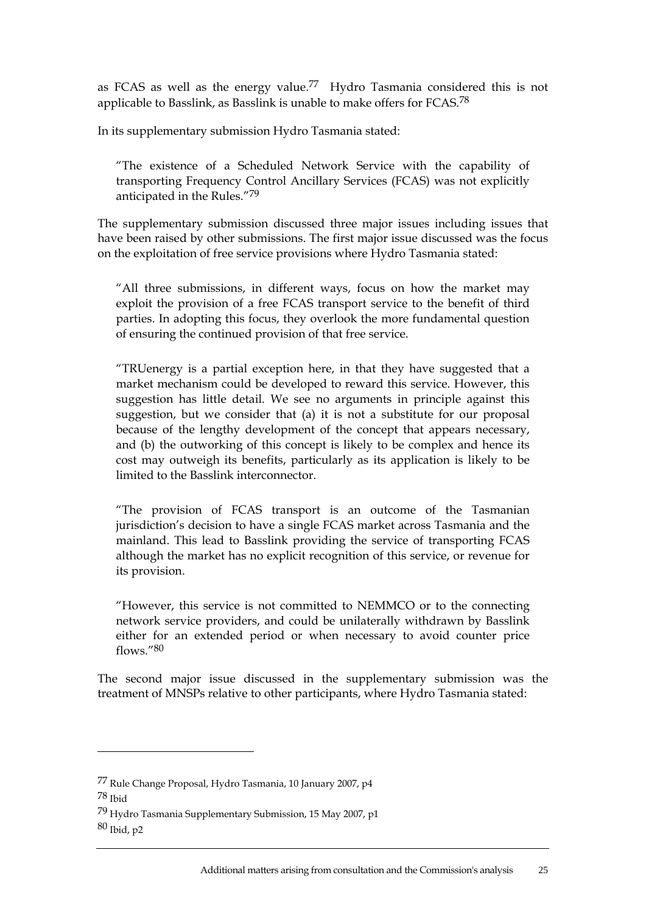as FCAS as well as the energy value.[77] Hydro Tasmania considered this is not applicable to Basslink, as Basslink is unable to make offers for FCAS.[78]

In its supplementary submission Hydro Tasmania stated:

> "The existence of a Scheduled Network Service with the capability of transporting Frequency Control Ancillary Services (FCAS) was not explicitly anticipated in the Rules."[79]

The supplementary submission discussed three major issues including issues that have been raised by other submissions. The first major issue discussed was the focus on the exploitation of free service provisions where Hydro Tasmania stated:

> "All three submissions, in different ways, focus on how the market may exploit the provision of a free FCAS transport service to the benefit of third parties. In adopting this focus, they overlook the more fundamental question of ensuring the continued provision of that free service.
>
> "TRUenergy is a partial exception here, in that they have suggested that a market mechanism could be developed to reward this service. However, this suggestion has little detail. We see no arguments in principle against this suggestion, but we consider that (a) it is not a substitute for our proposal because of the lengthy development of the concept that appears necessary, and (b) the outworking of this concept is likely to be complex and hence its cost may outweigh its benefits, particularly as its application is likely to be limited to the Basslink interconnector.
>
> "The provision of FCAS transport is an outcome of the Tasmanian jurisdiction's decision to have a single FCAS market across Tasmania and the mainland. This lead to Basslink providing the service of transporting FCAS although the market has no explicit recognition of this service, or revenue for its provision.
>
> "However, this service is not committed to NEMMCO or to the connecting network service providers, and could be unilaterally withdrawn by Basslink either for an extended period or when necessary to avoid counter price flows."[80]

The second major issue discussed in the supplementary submission was the treatment of MNSPs relative to other participants, where Hydro Tasmania stated:

---

[77] Rule Change Proposal, Hydro Tasmania, 10 January 2007, p4

[78] Ibid

[79] Hydro Tasmania Supplementary Submission, 15 May 2007, p1

[80] Ibid, p2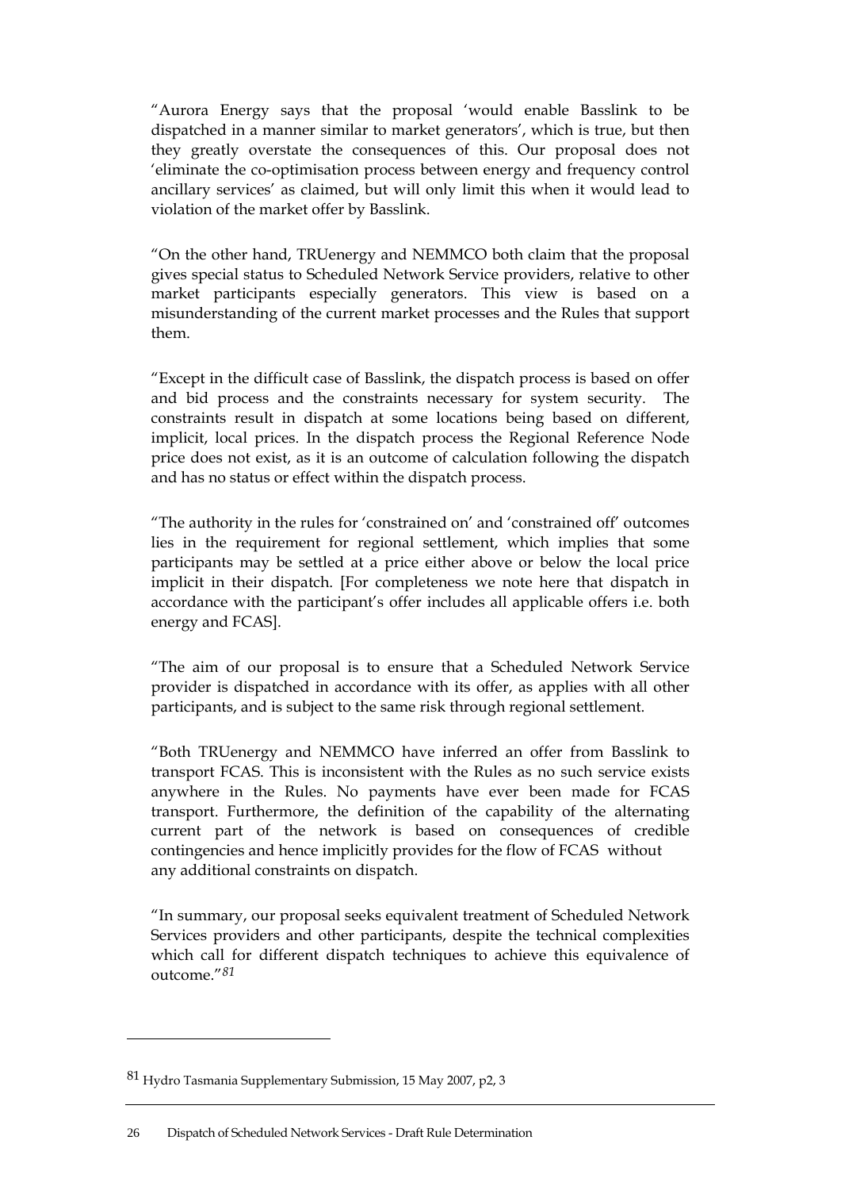"Aurora Energy says that the proposal 'would enable Basslink to be dispatched in a manner similar to market generators', which is true, but then they greatly overstate the consequences of this. Our proposal does not 'eliminate the co-optimisation process between energy and frequency control ancillary services' as claimed, but will only limit this when it would lead to violation of the market offer by Basslink.

"On the other hand, TRUenergy and NEMMCO both claim that the proposal gives special status to Scheduled Network Service providers, relative to other market participants especially generators. This view is based on a misunderstanding of the current market processes and the Rules that support them.

"Except in the difficult case of Basslink, the dispatch process is based on offer and bid process and the constraints necessary for system security. The constraints result in dispatch at some locations being based on different, implicit, local prices. In the dispatch process the Regional Reference Node price does not exist, as it is an outcome of calculation following the dispatch and has no status or effect within the dispatch process.

"The authority in the rules for 'constrained on' and 'constrained off' outcomes lies in the requirement for regional settlement, which implies that some participants may be settled at a price either above or below the local price implicit in their dispatch. [For completeness we note here that dispatch in accordance with the participant's offer includes all applicable offers i.e. both energy and FCAS].

"The aim of our proposal is to ensure that a Scheduled Network Service provider is dispatched in accordance with its offer, as applies with all other participants, and is subject to the same risk through regional settlement.

"Both TRUenergy and NEMMCO have inferred an offer from Basslink to transport FCAS. This is inconsistent with the Rules as no such service exists anywhere in the Rules. No payments have ever been made for FCAS transport. Furthermore, the definition of the capability of the alternating current part of the network is based on consequences of credible contingencies and hence implicitly provides for the flow of FCAS without any additional constraints on dispatch.

"In summary, our proposal seeks equivalent treatment of Scheduled Network Services providers and other participants, despite the technical complexities which call for different dispatch techniques to achieve this equivalence of outcome."[81]

---

[81] Hydro Tasmania Supplementary Submission, 15 May 2007, p2, 3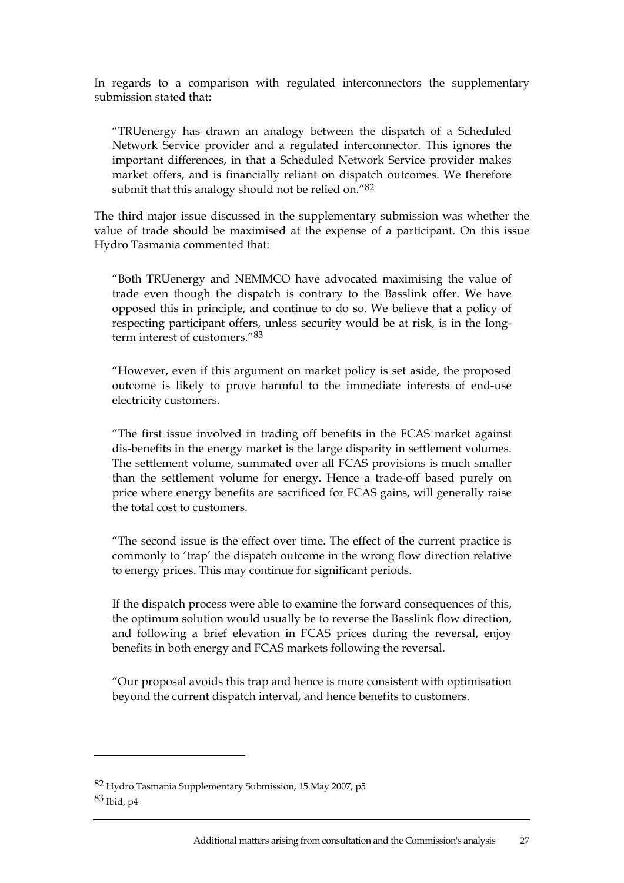In regards to a comparison with regulated interconnectors the supplementary submission stated that:

> "TRUenergy has drawn an analogy between the dispatch of a Scheduled Network Service provider and a regulated interconnector. This ignores the important differences, in that a Scheduled Network Service provider makes market offers, and is financially reliant on dispatch outcomes. We therefore submit that this analogy should not be relied on."[82]

The third major issue discussed in the supplementary submission was whether the value of trade should be maximised at the expense of a participant. On this issue Hydro Tasmania commented that:

> "Both TRUenergy and NEMMCO have advocated maximising the value of trade even though the dispatch is contrary to the Basslink offer. We have opposed this in principle, and continue to do so. We believe that a policy of respecting participant offers, unless security would be at risk, is in the long-term interest of customers."[83]
>
> "However, even if this argument on market policy is set aside, the proposed outcome is likely to prove harmful to the immediate interests of end-use electricity customers.
>
> "The first issue involved in trading off benefits in the FCAS market against dis-benefits in the energy market is the large disparity in settlement volumes. The settlement volume, summated over all FCAS provisions is much smaller than the settlement volume for energy. Hence a trade-off based purely on price where energy benefits are sacrificed for FCAS gains, will generally raise the total cost to customers.
>
> "The second issue is the effect over time. The effect of the current practice is commonly to 'trap' the dispatch outcome in the wrong flow direction relative to energy prices. This may continue for significant periods.
>
> If the dispatch process were able to examine the forward consequences of this, the optimum solution would usually be to reverse the Basslink flow direction, and following a brief elevation in FCAS prices during the reversal, enjoy benefits in both energy and FCAS markets following the reversal.
>
> "Our proposal avoids this trap and hence is more consistent with optimisation beyond the current dispatch interval, and hence benefits to customers.

---

[82] Hydro Tasmania Supplementary Submission, 15 May 2007, p5

[83] Ibid, p4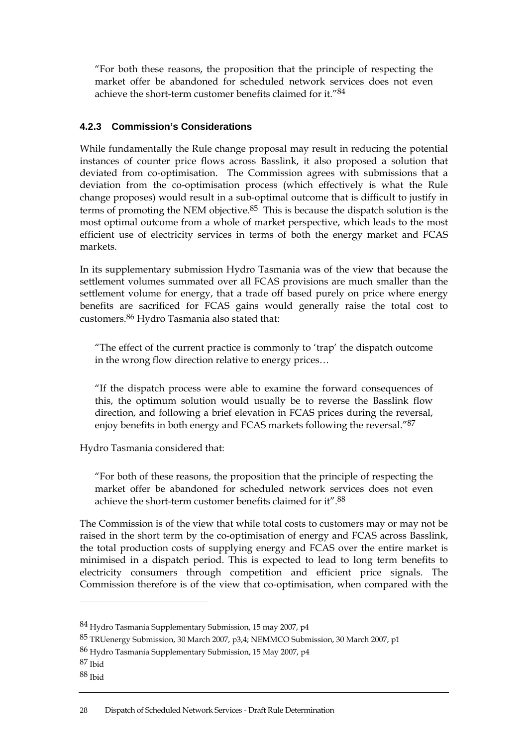"For both these reasons, the proposition that the principle of respecting the market offer be abandoned for scheduled network services does not even achieve the short-term customer benefits claimed for it."[84]

### 4.2.3 Commission's Considerations

While fundamentally the Rule change proposal may result in reducing the potential instances of counter price flows across Basslink, it also proposed a solution that deviated from co-optimisation. The Commission agrees with submissions that a deviation from the co-optimisation process (which effectively is what the Rule change proposes) would result in a sub-optimal outcome that is difficult to justify in terms of promoting the NEM objective.[85] This is because the dispatch solution is the most optimal outcome from a whole of market perspective, which leads to the most efficient use of electricity services in terms of both the energy market and FCAS markets.

In its supplementary submission Hydro Tasmania was of the view that because the settlement volumes summated over all FCAS provisions are much smaller than the settlement volume for energy, that a trade off based purely on price where energy benefits are sacrificed for FCAS gains would generally raise the total cost to customers.[86] Hydro Tasmania also stated that:

> "The effect of the current practice is commonly to 'trap' the dispatch outcome in the wrong flow direction relative to energy prices…
>
> "If the dispatch process were able to examine the forward consequences of this, the optimum solution would usually be to reverse the Basslink flow direction, and following a brief elevation in FCAS prices during the reversal, enjoy benefits in both energy and FCAS markets following the reversal."[87]

Hydro Tasmania considered that:

> "For both of these reasons, the proposition that the principle of respecting the market offer be abandoned for scheduled network services does not even achieve the short-term customer benefits claimed for it".[88]

The Commission is of the view that while total costs to customers may or may not be raised in the short term by the co-optimisation of energy and FCAS across Basslink, the total production costs of supplying energy and FCAS over the entire market is minimised in a dispatch period. This is expected to lead to long term benefits to electricity consumers through competition and efficient price signals. The Commission therefore is of the view that co-optimisation, when compared with the

---

[84] Hydro Tasmania Supplementary Submission, 15 may 2007, p4

[85] TRUenergy Submission, 30 March 2007, p3,4; NEMMCO Submission, 30 March 2007, p1

[86] Hydro Tasmania Supplementary Submission, 15 May 2007, p4

[87] Ibid

[88] Ibid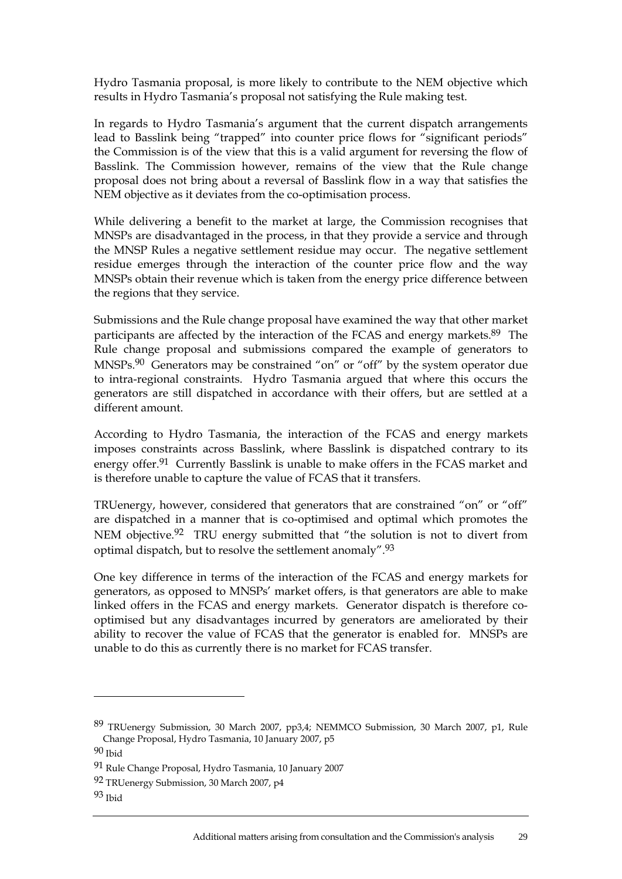Hydro Tasmania proposal, is more likely to contribute to the NEM objective which results in Hydro Tasmania's proposal not satisfying the Rule making test.

In regards to Hydro Tasmania's argument that the current dispatch arrangements lead to Basslink being "trapped" into counter price flows for "significant periods" the Commission is of the view that this is a valid argument for reversing the flow of Basslink. The Commission however, remains of the view that the Rule change proposal does not bring about a reversal of Basslink flow in a way that satisfies the NEM objective as it deviates from the co-optimisation process.

While delivering a benefit to the market at large, the Commission recognises that MNSPs are disadvantaged in the process, in that they provide a service and through the MNSP Rules a negative settlement residue may occur. The negative settlement residue emerges through the interaction of the counter price flow and the way MNSPs obtain their revenue which is taken from the energy price difference between the regions that they service.

Submissions and the Rule change proposal have examined the way that other market participants are affected by the interaction of the FCAS and energy markets.[89] The Rule change proposal and submissions compared the example of generators to MNSPs.[90] Generators may be constrained "on" or "off" by the system operator due to intra-regional constraints. Hydro Tasmania argued that where this occurs the generators are still dispatched in accordance with their offers, but are settled at a different amount.

According to Hydro Tasmania, the interaction of the FCAS and energy markets imposes constraints across Basslink, where Basslink is dispatched contrary to its energy offer.[91] Currently Basslink is unable to make offers in the FCAS market and is therefore unable to capture the value of FCAS that it transfers.

TRUenergy, however, considered that generators that are constrained "on" or "off" are dispatched in a manner that is co-optimised and optimal which promotes the NEM objective.[92] TRU energy submitted that "the solution is not to divert from optimal dispatch, but to resolve the settlement anomaly".[93]

One key difference in terms of the interaction of the FCAS and energy markets for generators, as opposed to MNSPs' market offers, is that generators are able to make linked offers in the FCAS and energy markets. Generator dispatch is therefore co-optimised but any disadvantages incurred by generators are ameliorated by their ability to recover the value of FCAS that the generator is enabled for. MNSPs are unable to do this as currently there is no market for FCAS transfer.

---

[89] TRUenergy Submission, 30 March 2007, pp3,4; NEMMCO Submission, 30 March 2007, p1, Rule Change Proposal, Hydro Tasmania, 10 January 2007, p5

[90] Ibid

[91] Rule Change Proposal, Hydro Tasmania, 10 January 2007

[92] TRUenergy Submission, 30 March 2007, p4

[93] Ibid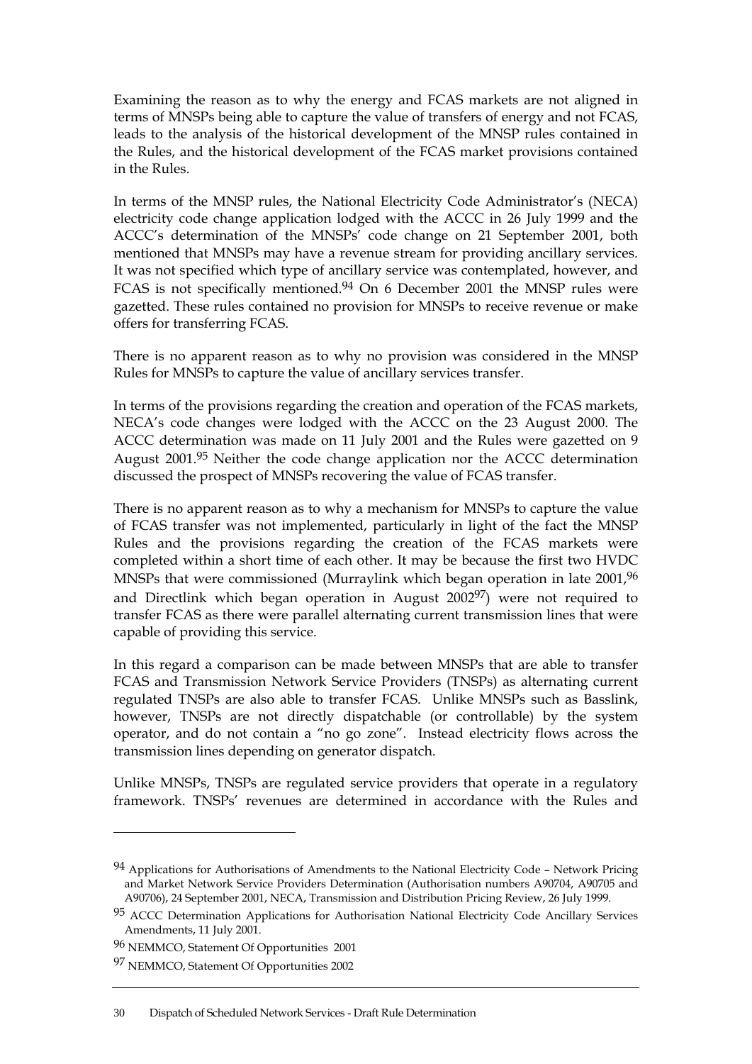Examining the reason as to why the energy and FCAS markets are not aligned in terms of MNSPs being able to capture the value of transfers of energy and not FCAS, leads to the analysis of the historical development of the MNSP rules contained in the Rules, and the historical development of the FCAS market provisions contained in the Rules.

In terms of the MNSP rules, the National Electricity Code Administrator's (NECA) electricity code change application lodged with the ACCC in 26 July 1999 and the ACCC's determination of the MNSPs' code change on 21 September 2001, both mentioned that MNSPs may have a revenue stream for providing ancillary services. It was not specified which type of ancillary service was contemplated, however, and FCAS is not specifically mentioned.[94] On 6 December 2001 the MNSP rules were gazetted. These rules contained no provision for MNSPs to receive revenue or make offers for transferring FCAS.

There is no apparent reason as to why no provision was considered in the MNSP Rules for MNSPs to capture the value of ancillary services transfer.

In terms of the provisions regarding the creation and operation of the FCAS markets, NECA's code changes were lodged with the ACCC on the 23 August 2000. The ACCC determination was made on 11 July 2001 and the Rules were gazetted on 9 August 2001.[95] Neither the code change application nor the ACCC determination discussed the prospect of MNSPs recovering the value of FCAS transfer.

There is no apparent reason as to why a mechanism for MNSPs to capture the value of FCAS transfer was not implemented, particularly in light of the fact the MNSP Rules and the provisions regarding the creation of the FCAS markets were completed within a short time of each other. It may be because the first two HVDC MNSPs that were commissioned (Murraylink which began operation in late 2001,[96] and Directlink which began operation in August 2002[97]) were not required to transfer FCAS as there were parallel alternating current transmission lines that were capable of providing this service.

In this regard a comparison can be made between MNSPs that are able to transfer FCAS and Transmission Network Service Providers (TNSPs) as alternating current regulated TNSPs are also able to transfer FCAS. Unlike MNSPs such as Basslink, however, TNSPs are not directly dispatchable (or controllable) by the system operator, and do not contain a "no go zone". Instead electricity flows across the transmission lines depending on generator dispatch.

Unlike MNSPs, TNSPs are regulated service providers that operate in a regulatory framework. TNSPs' revenues are determined in accordance with the Rules and

---

[94] Applications for Authorisations of Amendments to the National Electricity Code – Network Pricing and Market Network Service Providers Determination (Authorisation numbers A90704, A90705 and A90706), 24 September 2001, NECA, Transmission and Distribution Pricing Review, 26 July 1999.

[95] ACCC Determination Applications for Authorisation National Electricity Code Ancillary Services Amendments, 11 July 2001.

[96] NEMMCO, Statement Of Opportunities 2001

[97] NEMMCO, Statement Of Opportunities 2002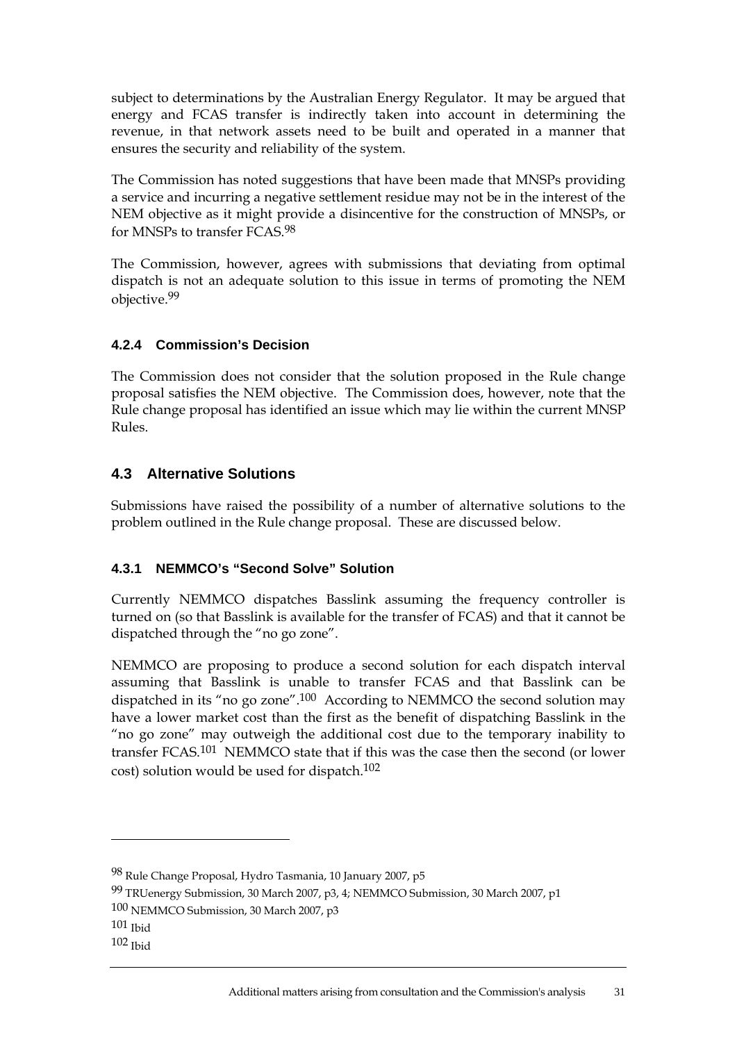subject to determinations by the Australian Energy Regulator. It may be argued that energy and FCAS transfer is indirectly taken into account in determining the revenue, in that network assets need to be built and operated in a manner that ensures the security and reliability of the system.

The Commission has noted suggestions that have been made that MNSPs providing a service and incurring a negative settlement residue may not be in the interest of the NEM objective as it might provide a disincentive for the construction of MNSPs, or for MNSPs to transfer FCAS.[98]

The Commission, however, agrees with submissions that deviating from optimal dispatch is not an adequate solution to this issue in terms of promoting the NEM objective.[99]

### 4.2.4 Commission's Decision

The Commission does not consider that the solution proposed in the Rule change proposal satisfies the NEM objective. The Commission does, however, note that the Rule change proposal has identified an issue which may lie within the current MNSP Rules.

## 4.3 Alternative Solutions

Submissions have raised the possibility of a number of alternative solutions to the problem outlined in the Rule change proposal. These are discussed below.

### 4.3.1 NEMMCO's "Second Solve" Solution

Currently NEMMCO dispatches Basslink assuming the frequency controller is turned on (so that Basslink is available for the transfer of FCAS) and that it cannot be dispatched through the "no go zone".

NEMMCO are proposing to produce a second solution for each dispatch interval assuming that Basslink is unable to transfer FCAS and that Basslink can be dispatched in its "no go zone".[100] According to NEMMCO the second solution may have a lower market cost than the first as the benefit of dispatching Basslink in the "no go zone" may outweigh the additional cost due to the temporary inability to transfer FCAS.[101] NEMMCO state that if this was the case then the second (or lower cost) solution would be used for dispatch.[102]

---

[98] Rule Change Proposal, Hydro Tasmania, 10 January 2007, p5

[99] TRUenergy Submission, 30 March 2007, p3, 4; NEMMCO Submission, 30 March 2007, p1

[100] NEMMCO Submission, 30 March 2007, p3

[101] Ibid

[102] Ibid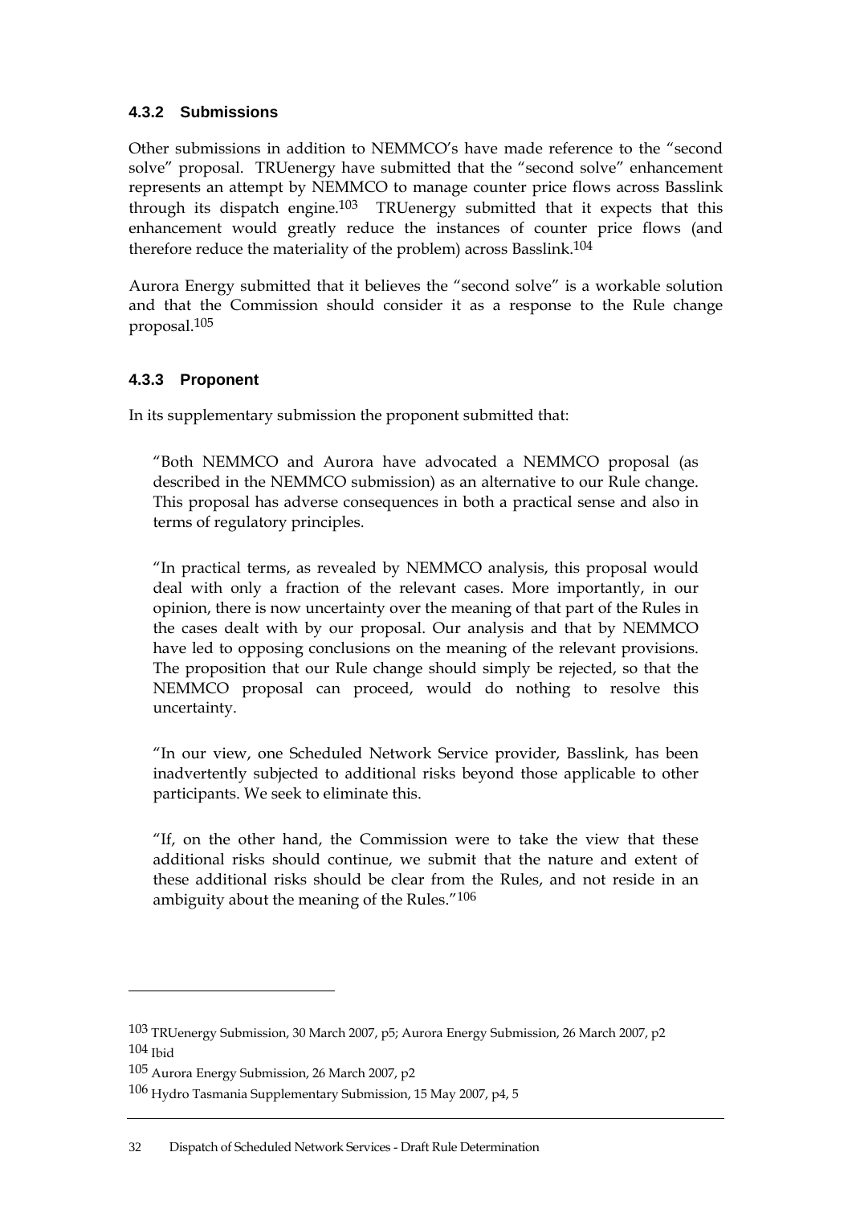### 4.3.2 Submissions

Other submissions in addition to NEMMCO's have made reference to the "second solve" proposal. TRUenergy have submitted that the "second solve" enhancement represents an attempt by NEMMCO to manage counter price flows across Basslink through its dispatch engine.[103] TRUenergy submitted that it expects that this enhancement would greatly reduce the instances of counter price flows (and therefore reduce the materiality of the problem) across Basslink.[104]

Aurora Energy submitted that it believes the "second solve" is a workable solution and that the Commission should consider it as a response to the Rule change proposal.[105]

### 4.3.3 Proponent

In its supplementary submission the proponent submitted that:

> "Both NEMMCO and Aurora have advocated a NEMMCO proposal (as described in the NEMMCO submission) as an alternative to our Rule change. This proposal has adverse consequences in both a practical sense and also in terms of regulatory principles.
>
> "In practical terms, as revealed by NEMMCO analysis, this proposal would deal with only a fraction of the relevant cases. More importantly, in our opinion, there is now uncertainty over the meaning of that part of the Rules in the cases dealt with by our proposal. Our analysis and that by NEMMCO have led to opposing conclusions on the meaning of the relevant provisions. The proposition that our Rule change should simply be rejected, so that the NEMMCO proposal can proceed, would do nothing to resolve this uncertainty.
>
> "In our view, one Scheduled Network Service provider, Basslink, has been inadvertently subjected to additional risks beyond those applicable to other participants. We seek to eliminate this.
>
> "If, on the other hand, the Commission were to take the view that these additional risks should continue, we submit that the nature and extent of these additional risks should be clear from the Rules, and not reside in an ambiguity about the meaning of the Rules."[106]

---

[103] TRUenergy Submission, 30 March 2007, p5; Aurora Energy Submission, 26 March 2007, p2

[104] Ibid

[105] Aurora Energy Submission, 26 March 2007, p2

[106] Hydro Tasmania Supplementary Submission, 15 May 2007, p4, 5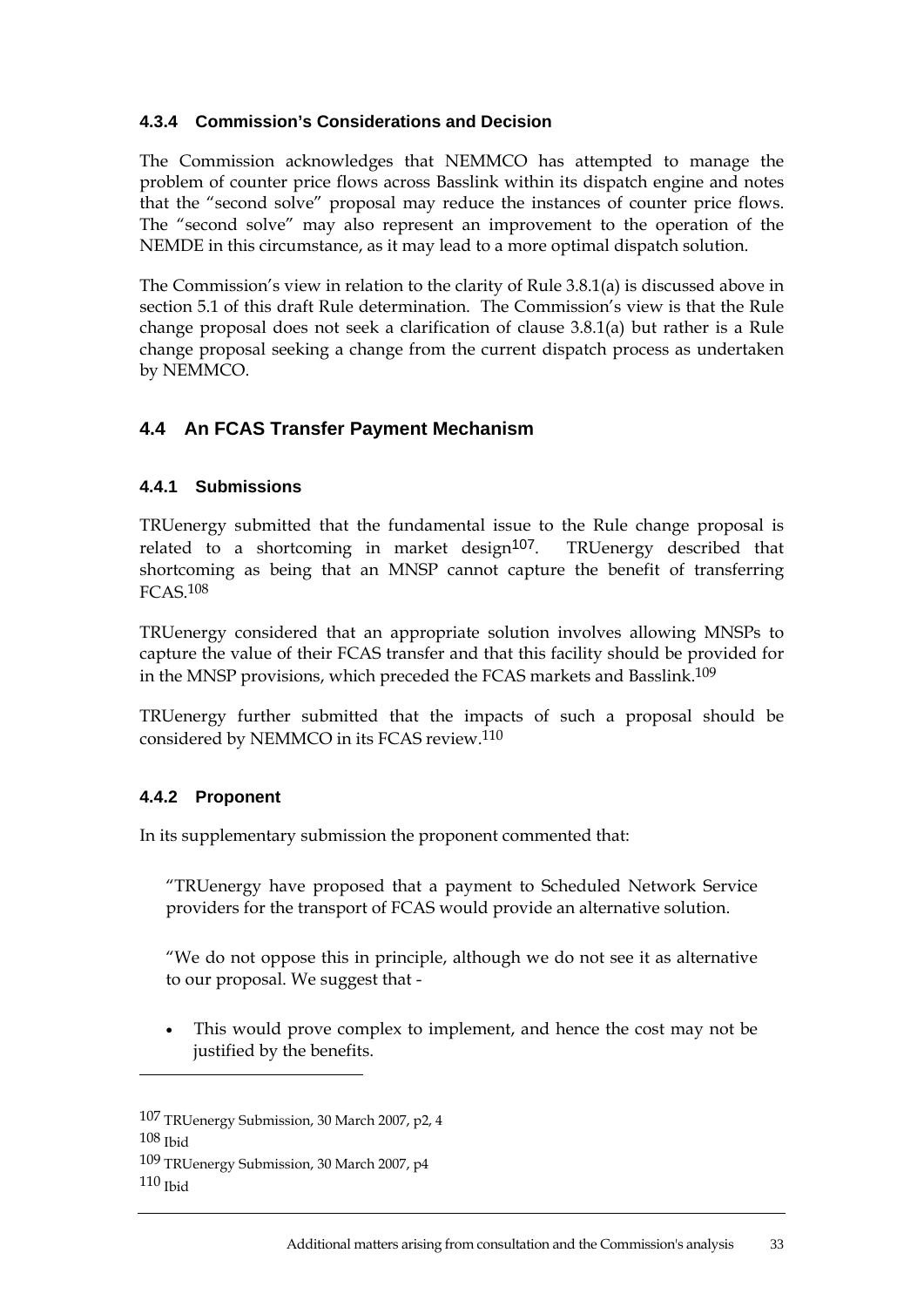### 4.3.4 Commission's Considerations and Decision

The Commission acknowledges that NEMMCO has attempted to manage the problem of counter price flows across Basslink within its dispatch engine and notes that the "second solve" proposal may reduce the instances of counter price flows. The "second solve" may also represent an improvement to the operation of the NEMDE in this circumstance, as it may lead to a more optimal dispatch solution.

The Commission's view in relation to the clarity of Rule 3.8.1(a) is discussed above in section 5.1 of this draft Rule determination. The Commission's view is that the Rule change proposal does not seek a clarification of clause 3.8.1(a) but rather is a Rule change proposal seeking a change from the current dispatch process as undertaken by NEMMCO.

## 4.4 An FCAS Transfer Payment Mechanism

### 4.4.1 Submissions

TRUenergy submitted that the fundamental issue to the Rule change proposal is related to a shortcoming in market design[107]. TRUenergy described that shortcoming as being that an MNSP cannot capture the benefit of transferring FCAS.[108]

TRUenergy considered that an appropriate solution involves allowing MNSPs to capture the value of their FCAS transfer and that this facility should be provided for in the MNSP provisions, which preceded the FCAS markets and Basslink.[109]

TRUenergy further submitted that the impacts of such a proposal should be considered by NEMMCO in its FCAS review.[110]

### 4.4.2 Proponent

In its supplementary submission the proponent commented that:

> "TRUenergy have proposed that a payment to Scheduled Network Service providers for the transport of FCAS would provide an alternative solution.
>
> "We do not oppose this in principle, although we do not see it as alternative to our proposal. We suggest that -
>
> - This would prove complex to implement, and hence the cost may not be justified by the benefits.

---

[107] TRUenergy Submission, 30 March 2007, p2, 4

[108] Ibid

[109] TRUenergy Submission, 30 March 2007, p4

[110] Ibid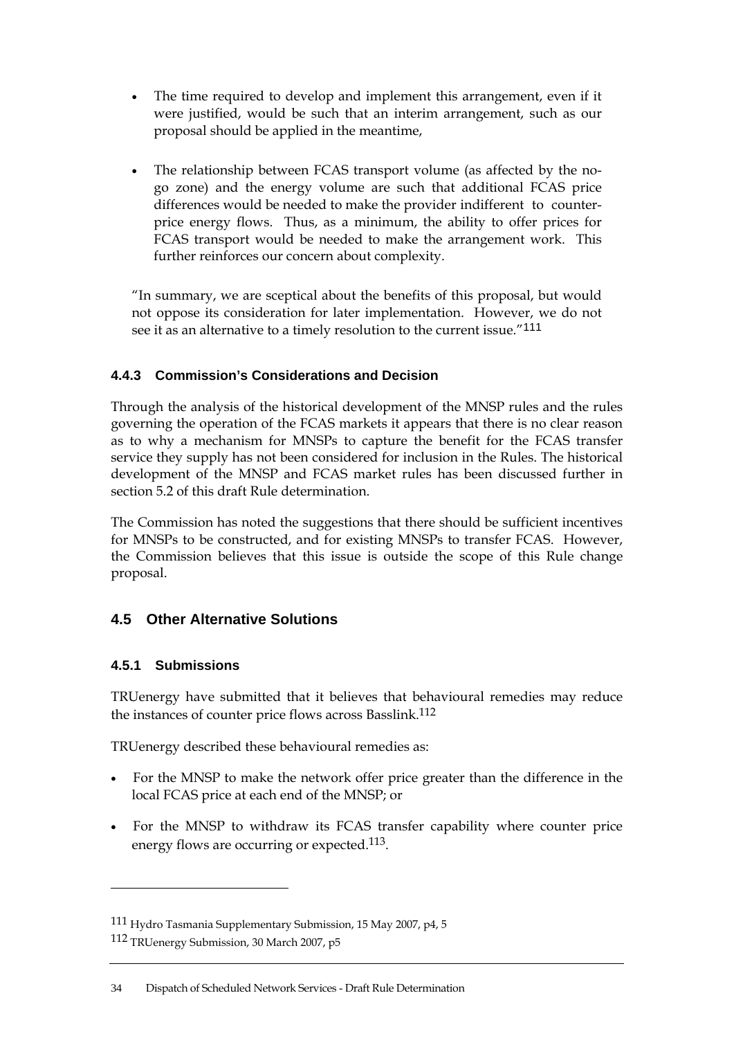- The time required to develop and implement this arrangement, even if it were justified, would be such that an interim arrangement, such as our proposal should be applied in the meantime,

- The relationship between FCAS transport volume (as affected by the no-go zone) and the energy volume are such that additional FCAS price differences would be needed to make the provider indifferent to counter-price energy flows. Thus, as a minimum, the ability to offer prices for FCAS transport would be needed to make the arrangement work. This further reinforces our concern about complexity.

"In summary, we are sceptical about the benefits of this proposal, but would not oppose its consideration for later implementation. However, we do not see it as an alternative to a timely resolution to the current issue."[111]

### 4.4.3 Commission's Considerations and Decision

Through the analysis of the historical development of the MNSP rules and the rules governing the operation of the FCAS markets it appears that there is no clear reason as to why a mechanism for MNSPs to capture the benefit for the FCAS transfer service they supply has not been considered for inclusion in the Rules. The historical development of the MNSP and FCAS market rules has been discussed further in section 5.2 of this draft Rule determination.

The Commission has noted the suggestions that there should be sufficient incentives for MNSPs to be constructed, and for existing MNSPs to transfer FCAS. However, the Commission believes that this issue is outside the scope of this Rule change proposal.

## 4.5 Other Alternative Solutions

### 4.5.1 Submissions

TRUenergy have submitted that it believes that behavioural remedies may reduce the instances of counter price flows across Basslink.[112]

TRUenergy described these behavioural remedies as:

- For the MNSP to make the network offer price greater than the difference in the local FCAS price at each end of the MNSP; or
- For the MNSP to withdraw its FCAS transfer capability where counter price energy flows are occurring or expected.[113].

---

[111] Hydro Tasmania Supplementary Submission, 15 May 2007, p4, 5

[112] TRUenergy Submission, 30 March 2007, p5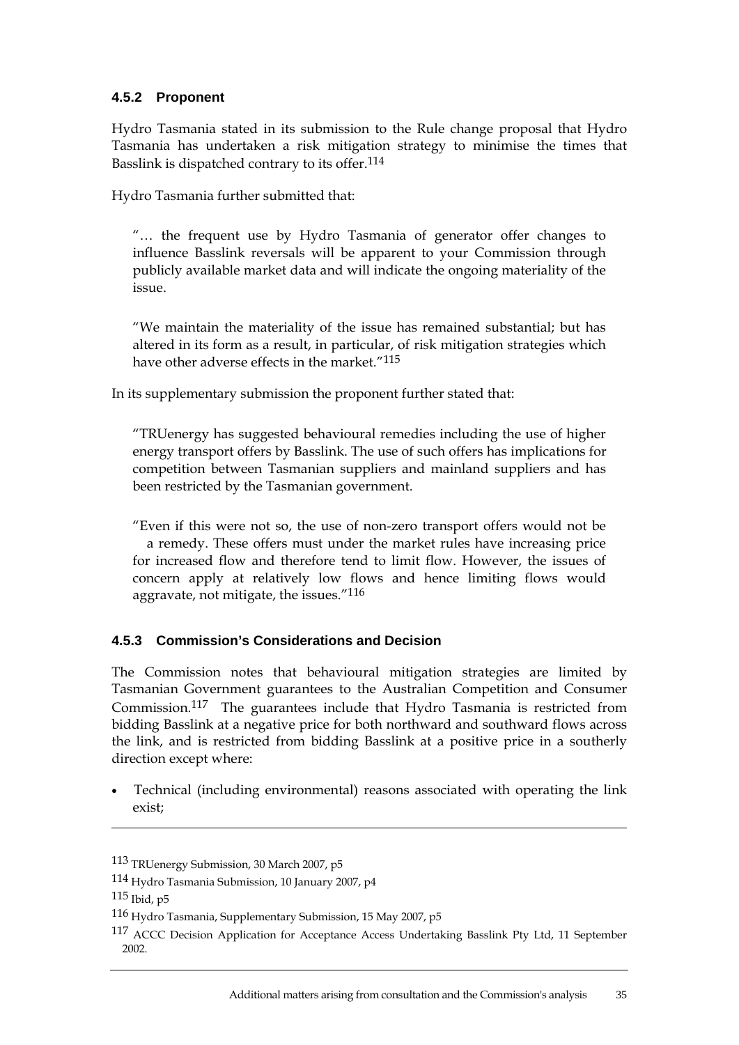### 4.5.2 Proponent

Hydro Tasmania stated in its submission to the Rule change proposal that Hydro Tasmania has undertaken a risk mitigation strategy to minimise the times that Basslink is dispatched contrary to its offer.[114]

Hydro Tasmania further submitted that:

> "… the frequent use by Hydro Tasmania of generator offer changes to influence Basslink reversals will be apparent to your Commission through publicly available market data and will indicate the ongoing materiality of the issue.
>
> "We maintain the materiality of the issue has remained substantial; but has altered in its form as a result, in particular, of risk mitigation strategies which have other adverse effects in the market."[115]

In its supplementary submission the proponent further stated that:

> "TRUenergy has suggested behavioural remedies including the use of higher energy transport offers by Basslink. The use of such offers has implications for competition between Tasmanian suppliers and mainland suppliers and has been restricted by the Tasmanian government.
>
> "Even if this were not so, the use of non-zero transport offers would not be a remedy. These offers must under the market rules have increasing price for increased flow and therefore tend to limit flow. However, the issues of concern apply at relatively low flows and hence limiting flows would aggravate, not mitigate, the issues."[116]

### 4.5.3 Commission's Considerations and Decision

The Commission notes that behavioural mitigation strategies are limited by Tasmanian Government guarantees to the Australian Competition and Consumer Commission.[117] The guarantees include that Hydro Tasmania is restricted from bidding Basslink at a negative price for both northward and southward flows across the link, and is restricted from bidding Basslink at a positive price in a southerly direction except where:

- Technical (including environmental) reasons associated with operating the link exist;

---

113 TRUenergy Submission, 30 March 2007, p5

114 Hydro Tasmania Submission, 10 January 2007, p4

115 Ibid, p5

116 Hydro Tasmania, Supplementary Submission, 15 May 2007, p5

117 ACCC Decision Application for Acceptance Access Undertaking Basslink Pty Ltd, 11 September 2002.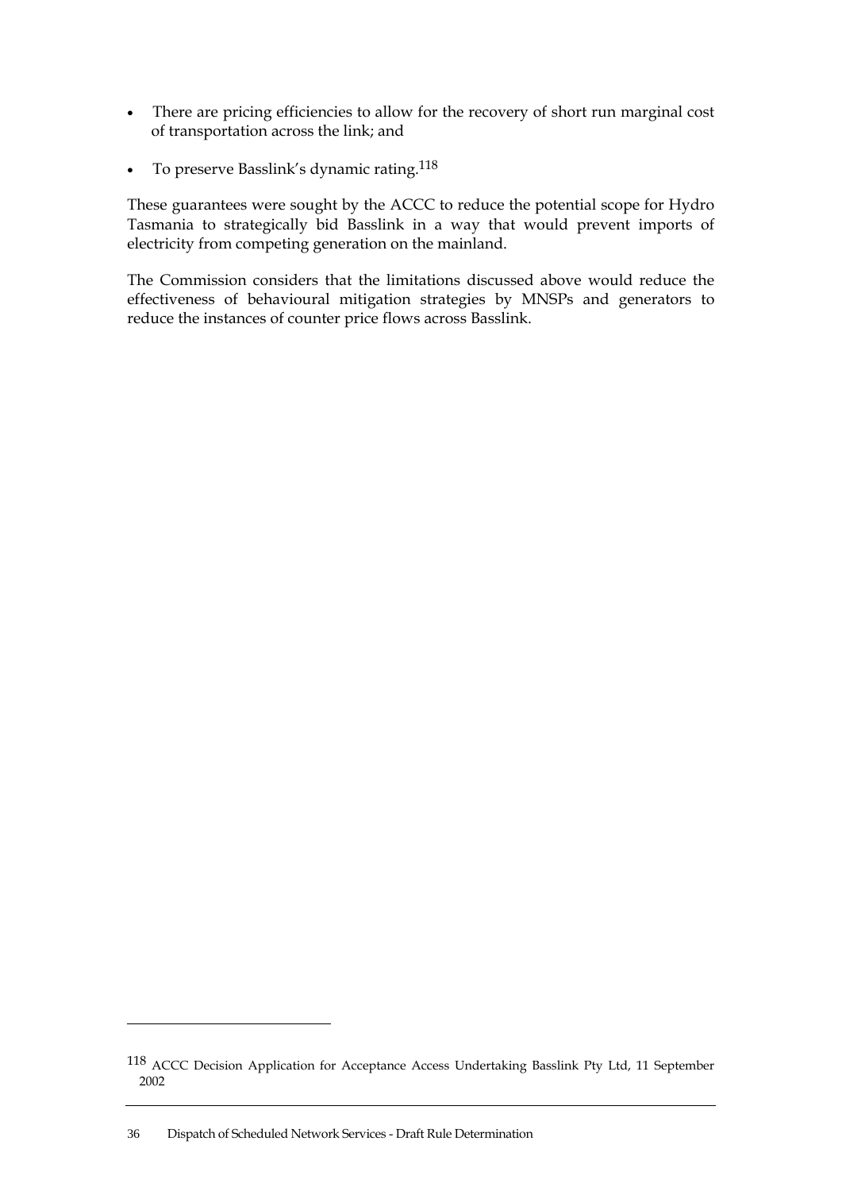- There are pricing efficiencies to allow for the recovery of short run marginal cost of transportation across the link; and
- To preserve Basslink's dynamic rating.[118]

These guarantees were sought by the ACCC to reduce the potential scope for Hydro Tasmania to strategically bid Basslink in a way that would prevent imports of electricity from competing generation on the mainland.

The Commission considers that the limitations discussed above would reduce the effectiveness of behavioural mitigation strategies by MNSPs and generators to reduce the instances of counter price flows across Basslink.

---

[118] ACCC Decision Application for Acceptance Access Undertaking Basslink Pty Ltd, 11 September 2002